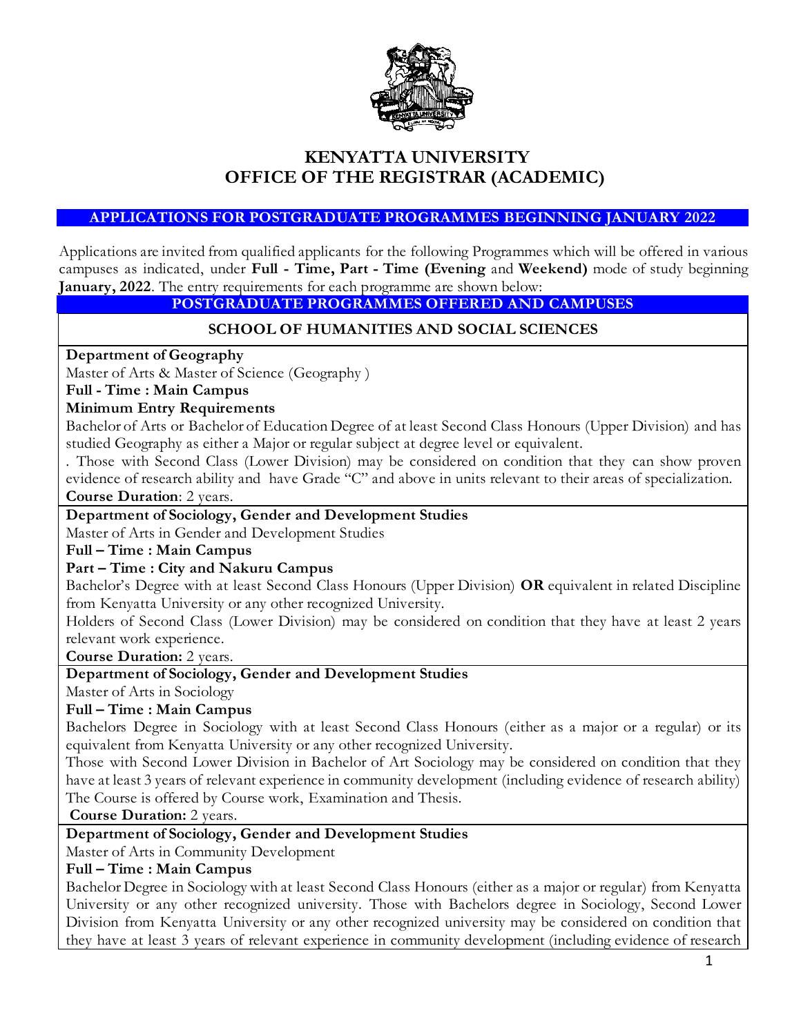# KENYATTA UNIVERSITY
# OFFICE OF THE REGISTRAR (ACADEMIC)

## APPLICATIONS FOR POSTGRADUATE PROGRAMMES BEGINNING JANUARY 2022

Applications are invited from qualified applicants for the following Programmes which will be offered in various campuses as indicated, under **Full - Time, Part - Time (Evening** and **Weekend)** mode of study beginning **January, 2022**. The entry requirements for each programme are shown below:

## POSTGRADUATE PROGRAMMES OFFERED AND CAMPUSES

### SCHOOL OF HUMANITIES AND SOCIAL SCIENCES

**Department of Geography**

Master of Arts & Master of Science (Geography )

**Full - Time : Main Campus**

**Minimum Entry Requirements**

Bachelor of Arts or Bachelor of Education Degree of at least Second Class Honours (Upper Division) and has studied Geography as either a Major or regular subject at degree level or equivalent.

. Those with Second Class (Lower Division) may be considered on condition that they can show proven evidence of research ability and have Grade "C" and above in units relevant to their areas of specialization.

**Course Duration**: 2 years.

**Department of Sociology, Gender and Development Studies**

Master of Arts in Gender and Development Studies

**Full – Time : Main Campus**

**Part – Time : City and Nakuru Campus**

Bachelor's Degree with at least Second Class Honours (Upper Division) **OR** equivalent in related Discipline from Kenyatta University or any other recognized University.

Holders of Second Class (Lower Division) may be considered on condition that they have at least 2 years relevant work experience.

**Course Duration:** 2 years.

**Department of Sociology, Gender and Development Studies**

Master of Arts in Sociology

**Full – Time : Main Campus**

Bachelors Degree in Sociology with at least Second Class Honours (either as a major or a regular) or its equivalent from Kenyatta University or any other recognized University.

Those with Second Lower Division in Bachelor of Art Sociology may be considered on condition that they have at least 3 years of relevant experience in community development (including evidence of research ability) The Course is offered by Course work, Examination and Thesis.

**Course Duration:** 2 years.

**Department of Sociology, Gender and Development Studies**

Master of Arts in Community Development

**Full – Time : Main Campus**

Bachelor Degree in Sociology with at least Second Class Honours (either as a major or regular) from Kenyatta University or any other recognized university. Those with Bachelors degree in Sociology, Second Lower Division from Kenyatta University or any other recognized university may be considered on condition that they have at least 3 years of relevant experience in community development (including evidence of research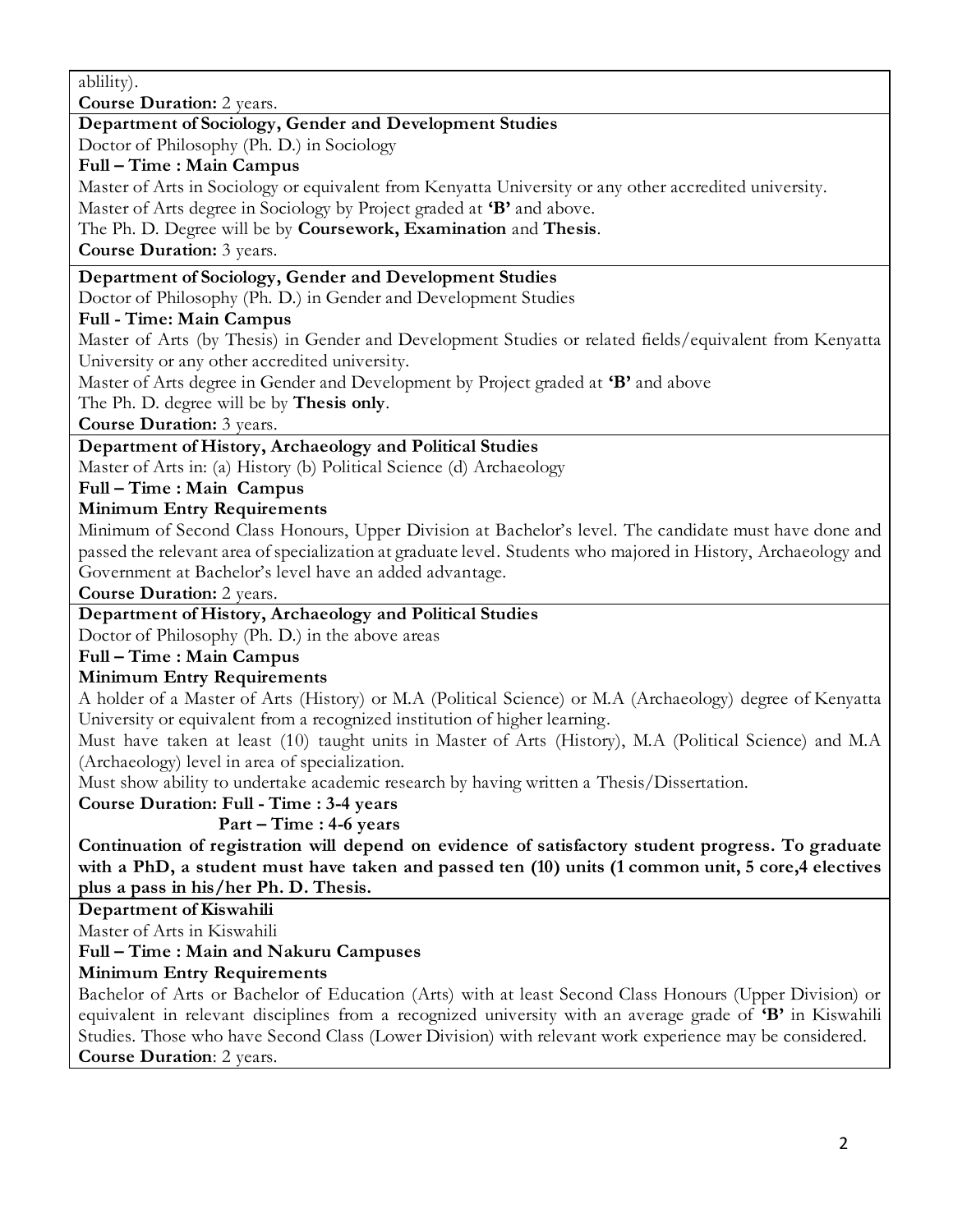ablility).

**Course Duration:** 2 years.

---

**Department of Sociology, Gender and Development Studies**

Doctor of Philosophy (Ph. D.) in Sociology

**Full – Time : Main Campus**

Master of Arts in Sociology or equivalent from Kenyatta University or any other accredited university.

Master of Arts degree in Sociology by Project graded at **'B'** and above.

The Ph. D. Degree will be by **Coursework, Examination** and **Thesis**.

**Course Duration:** 3 years.

---

**Department of Sociology, Gender and Development Studies**

Doctor of Philosophy (Ph. D.) in Gender and Development Studies

**Full - Time: Main Campus**

Master of Arts (by Thesis) in Gender and Development Studies or related fields/equivalent from Kenyatta University or any other accredited university.

Master of Arts degree in Gender and Development by Project graded at **'B'** and above

The Ph. D. degree will be by **Thesis only**.

**Course Duration:** 3 years.

---

**Department of History, Archaeology and Political Studies**

Master of Arts in: (a) History (b) Political Science (d) Archaeology

**Full – Time : Main Campus**

**Minimum Entry Requirements**

Minimum of Second Class Honours, Upper Division at Bachelor's level. The candidate must have done and passed the relevant area of specialization at graduate level. Students who majored in History, Archaeology and Government at Bachelor's level have an added advantage.

**Course Duration:** 2 years.

---

**Department of History, Archaeology and Political Studies**

Doctor of Philosophy (Ph. D.) in the above areas

**Full – Time : Main Campus**

**Minimum Entry Requirements**

A holder of a Master of Arts (History) or M.A (Political Science) or M.A (Archaeology) degree of Kenyatta University or equivalent from a recognized institution of higher learning.

Must have taken at least (10) taught units in Master of Arts (History), M.A (Political Science) and M.A (Archaeology) level in area of specialization.

Must show ability to undertake academic research by having written a Thesis/Dissertation.

**Course Duration: Full - Time : 3-4 years**

**Part – Time : 4-6 years**

**Continuation of registration will depend on evidence of satisfactory student progress. To graduate with a PhD, a student must have taken and passed ten (10) units (1 common unit, 5 core,4 electives plus a pass in his/her Ph. D. Thesis.**

---

**Department of Kiswahili**

Master of Arts in Kiswahili

**Full – Time : Main and Nakuru Campuses**

**Minimum Entry Requirements**

Bachelor of Arts or Bachelor of Education (Arts) with at least Second Class Honours (Upper Division) or equivalent in relevant disciplines from a recognized university with an average grade of **'B'** in Kiswahili Studies. Those who have Second Class (Lower Division) with relevant work experience may be considered.

**Course Duration**: 2 years.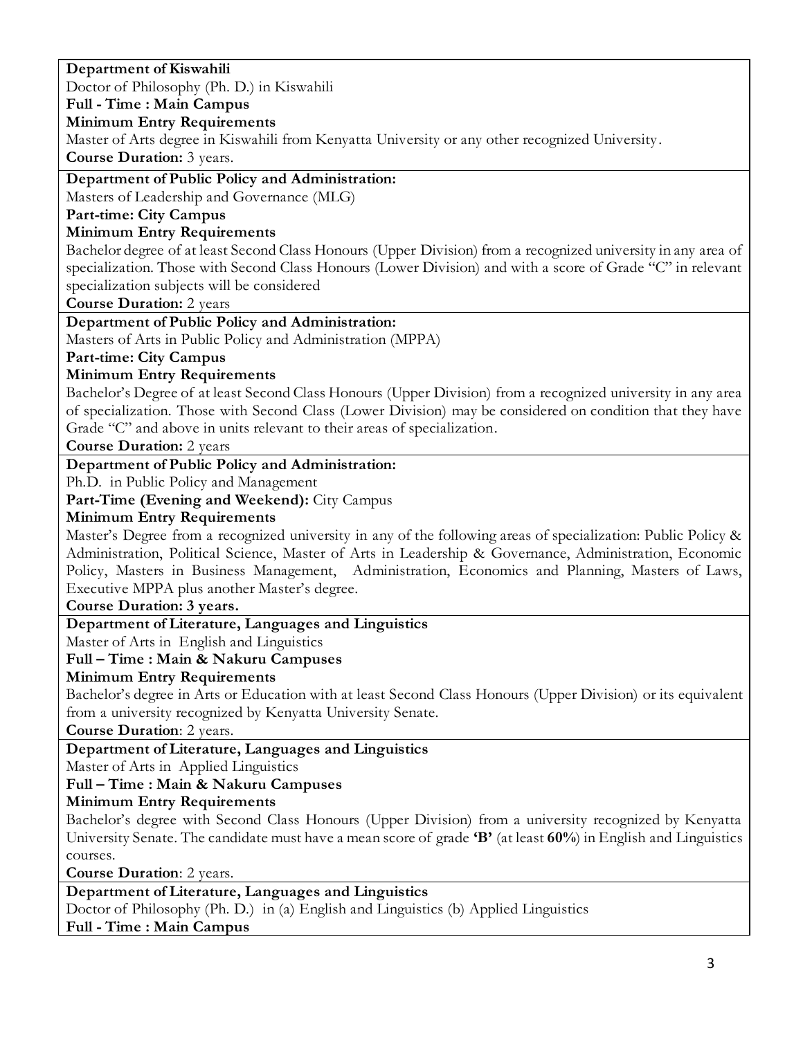**Department of Kiswahili**

Doctor of Philosophy (Ph. D.) in Kiswahili

**Full - Time : Main Campus**

**Minimum Entry Requirements**

Master of Arts degree in Kiswahili from Kenyatta University or any other recognized University.

**Course Duration:** 3 years.

---

**Department of Public Policy and Administration:**

Masters of Leadership and Governance (MLG)

**Part-time: City Campus**

**Minimum Entry Requirements**

Bachelor degree of at least Second Class Honours (Upper Division) from a recognized university in any area of specialization. Those with Second Class Honours (Lower Division) and with a score of Grade "C" in relevant specialization subjects will be considered

**Course Duration:** 2 years

---

**Department of Public Policy and Administration:**

Masters of Arts in Public Policy and Administration (MPPA)

**Part-time: City Campus**

**Minimum Entry Requirements**

Bachelor's Degree of at least Second Class Honours (Upper Division) from a recognized university in any area of specialization. Those with Second Class (Lower Division) may be considered on condition that they have Grade "C" and above in units relevant to their areas of specialization.

**Course Duration:** 2 years

---

**Department of Public Policy and Administration:**

Ph.D. in Public Policy and Management

**Part-Time (Evening and Weekend):** City Campus

**Minimum Entry Requirements**

Master's Degree from a recognized university in any of the following areas of specialization: Public Policy & Administration, Political Science, Master of Arts in Leadership & Governance, Administration, Economic Policy, Masters in Business Management, Administration, Economics and Planning, Masters of Laws, Executive MPPA plus another Master's degree.

**Course Duration: 3 years.**

---

**Department of Literature, Languages and Linguistics**

Master of Arts in English and Linguistics

**Full – Time : Main & Nakuru Campuses**

**Minimum Entry Requirements**

Bachelor's degree in Arts or Education with at least Second Class Honours (Upper Division) or its equivalent from a university recognized by Kenyatta University Senate.

**Course Duration**: 2 years.

---

**Department of Literature, Languages and Linguistics**

Master of Arts in Applied Linguistics

**Full – Time : Main & Nakuru Campuses**

**Minimum Entry Requirements**

Bachelor's degree with Second Class Honours (Upper Division) from a university recognized by Kenyatta University Senate. The candidate must have a mean score of grade **'B'** (at least **60%**) in English and Linguistics courses.

**Course Duration**: 2 years.

---

**Department of Literature, Languages and Linguistics**

Doctor of Philosophy (Ph. D.) in (a) English and Linguistics (b) Applied Linguistics

**Full - Time : Main Campus**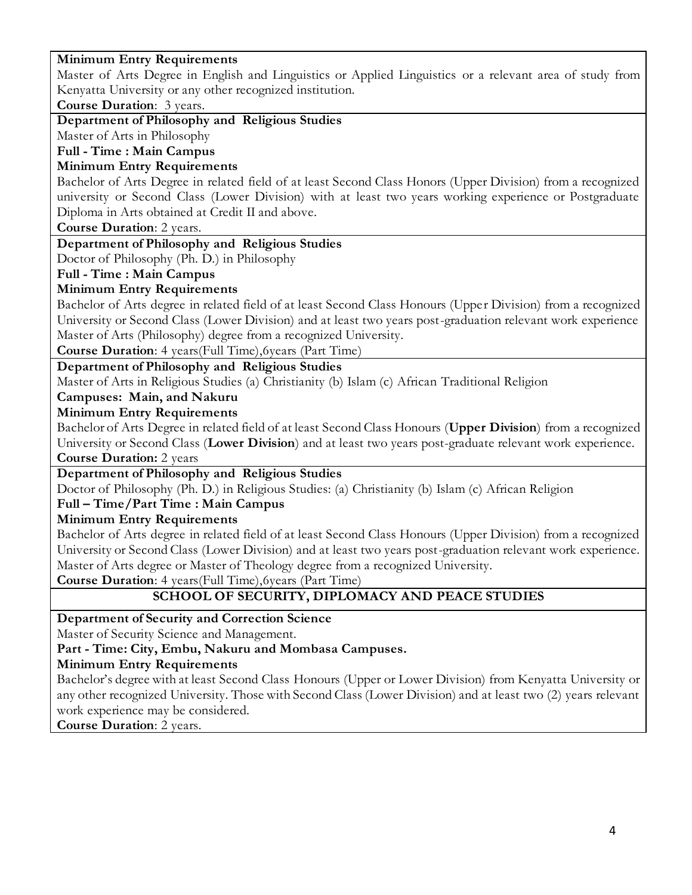**Minimum Entry Requirements**
Master of Arts Degree in English and Linguistics or Applied Linguistics or a relevant area of study from Kenyatta University or any other recognized institution.
**Course Duration**: 3 years.

**Department of Philosophy and Religious Studies**
Master of Arts in Philosophy
**Full - Time : Main Campus**
**Minimum Entry Requirements**
Bachelor of Arts Degree in related field of at least Second Class Honors (Upper Division) from a recognized university or Second Class (Lower Division) with at least two years working experience or Postgraduate Diploma in Arts obtained at Credit II and above.
**Course Duration**: 2 years.

**Department of Philosophy and Religious Studies**
Doctor of Philosophy (Ph. D.) in Philosophy
**Full - Time : Main Campus**
**Minimum Entry Requirements**
Bachelor of Arts degree in related field of at least Second Class Honours (Upper Division) from a recognized University or Second Class (Lower Division) and at least two years post-graduation relevant work experience Master of Arts (Philosophy) degree from a recognized University.
**Course Duration**: 4 years(Full Time),6years (Part Time)

**Department of Philosophy and Religious Studies**
Master of Arts in Religious Studies (a) Christianity (b) Islam (c) African Traditional Religion
**Campuses: Main, and Nakuru**
**Minimum Entry Requirements**
Bachelor of Arts Degree in related field of at least Second Class Honours (**Upper Division**) from a recognized University or Second Class (**Lower Division**) and at least two years post-graduate relevant work experience.
**Course Duration:** 2 years

**Department of Philosophy and Religious Studies**
Doctor of Philosophy (Ph. D.) in Religious Studies: (a) Christianity (b) Islam (c) African Religion
**Full – Time/Part Time : Main Campus**
**Minimum Entry Requirements**
Bachelor of Arts degree in related field of at least Second Class Honours (Upper Division) from a recognized University or Second Class (Lower Division) and at least two years post-graduation relevant work experience. Master of Arts degree or Master of Theology degree from a recognized University.
**Course Duration**: 4 years(Full Time),6years (Part Time)

## SCHOOL OF SECURITY, DIPLOMACY AND PEACE STUDIES

**Department of Security and Correction Science**
Master of Security Science and Management.
**Part - Time: City, Embu, Nakuru and Mombasa Campuses.**
**Minimum Entry Requirements**
Bachelor's degree with at least Second Class Honours (Upper or Lower Division) from Kenyatta University or any other recognized University. Those with Second Class (Lower Division) and at least two (2) years relevant work experience may be considered.
**Course Duration**: 2 years.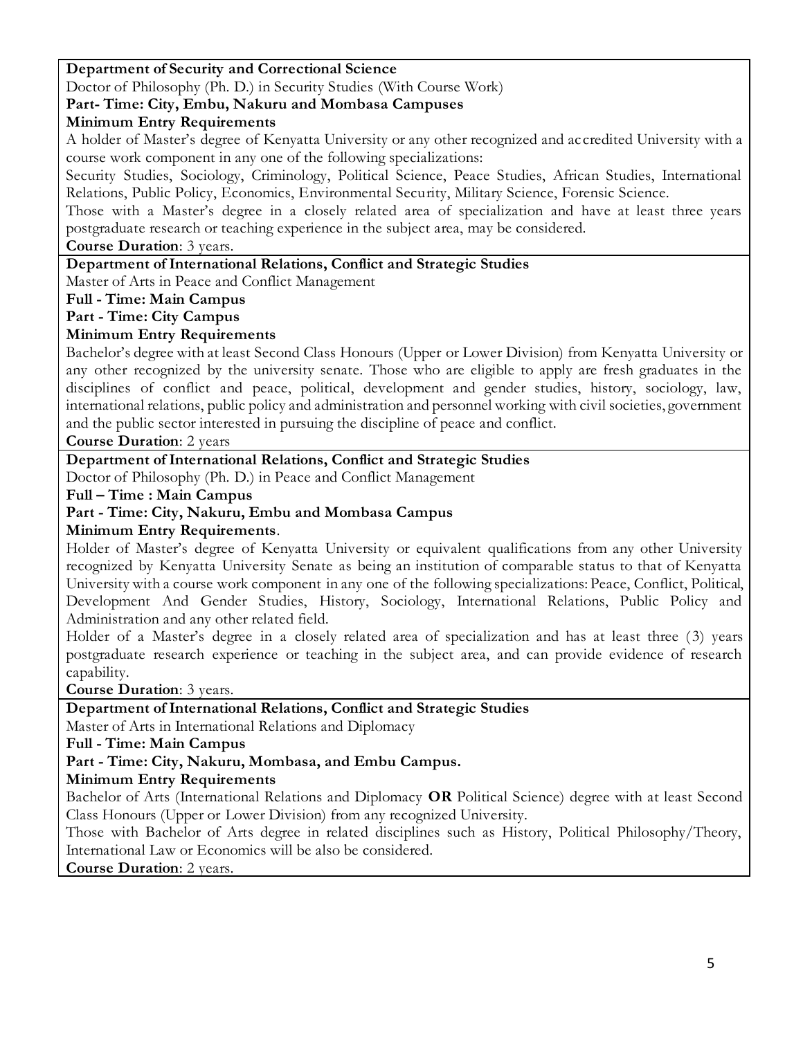**Department of Security and Correctional Science**

Doctor of Philosophy (Ph. D.) in Security Studies (With Course Work)

**Part- Time: City, Embu, Nakuru and Mombasa Campuses**

**Minimum Entry Requirements**

A holder of Master's degree of Kenyatta University or any other recognized and accredited University with a course work component in any one of the following specializations:

Security Studies, Sociology, Criminology, Political Science, Peace Studies, African Studies, International Relations, Public Policy, Economics, Environmental Security, Military Science, Forensic Science.

Those with a Master's degree in a closely related area of specialization and have at least three years postgraduate research or teaching experience in the subject area, may be considered.

**Course Duration**: 3 years.

---

**Department of International Relations, Conflict and Strategic Studies**

Master of Arts in Peace and Conflict Management

**Full - Time: Main Campus**

**Part - Time: City Campus**

**Minimum Entry Requirements**

Bachelor's degree with at least Second Class Honours (Upper or Lower Division) from Kenyatta University or any other recognized by the university senate. Those who are eligible to apply are fresh graduates in the disciplines of conflict and peace, political, development and gender studies, history, sociology, law, international relations, public policy and administration and personnel working with civil societies, government and the public sector interested in pursuing the discipline of peace and conflict.

**Course Duration**: 2 years

---

**Department of International Relations, Conflict and Strategic Studies**

Doctor of Philosophy (Ph. D.) in Peace and Conflict Management

**Full – Time : Main Campus**

**Part - Time: City, Nakuru, Embu and Mombasa Campus**

**Minimum Entry Requirements**.

Holder of Master's degree of Kenyatta University or equivalent qualifications from any other University recognized by Kenyatta University Senate as being an institution of comparable status to that of Kenyatta University with a course work component in any one of the following specializations: Peace, Conflict, Political, Development And Gender Studies, History, Sociology, International Relations, Public Policy and Administration and any other related field.

Holder of a Master's degree in a closely related area of specialization and has at least three (3) years postgraduate research experience or teaching in the subject area, and can provide evidence of research capability.

**Course Duration**: 3 years.

---

**Department of International Relations, Conflict and Strategic Studies**

Master of Arts in International Relations and Diplomacy

**Full - Time: Main Campus**

**Part - Time: City, Nakuru, Mombasa, and Embu Campus.**

**Minimum Entry Requirements**

Bachelor of Arts (International Relations and Diplomacy **OR** Political Science) degree with at least Second Class Honours (Upper or Lower Division) from any recognized University.

Those with Bachelor of Arts degree in related disciplines such as History, Political Philosophy/Theory, International Law or Economics will be also be considered.

**Course Duration**: 2 years.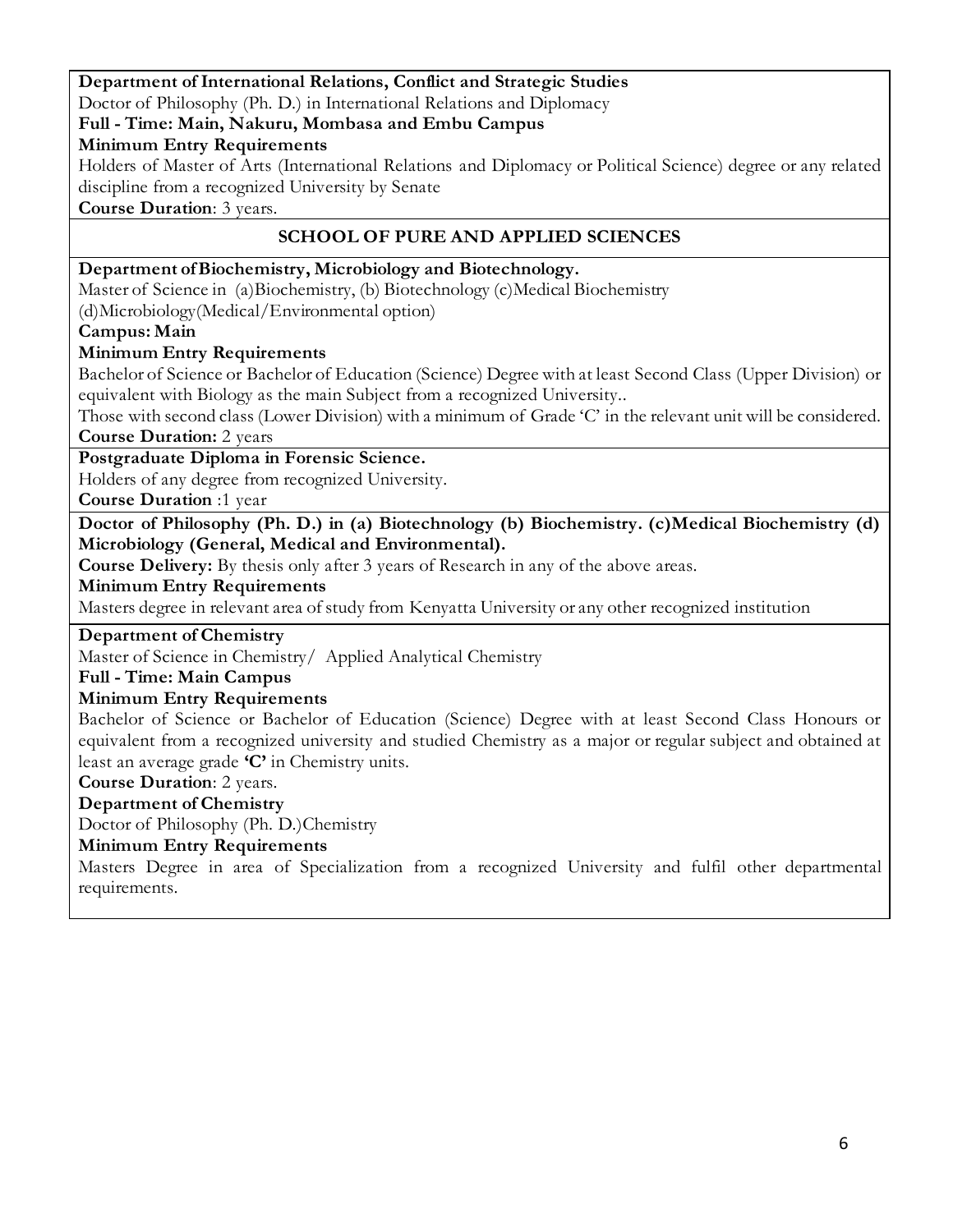**Department of International Relations, Conflict and Strategic Studies**

Doctor of Philosophy (Ph. D.) in International Relations and Diplomacy

**Full - Time: Main, Nakuru, Mombasa and Embu Campus**

**Minimum Entry Requirements**

Holders of Master of Arts (International Relations and Diplomacy or Political Science) degree or any related discipline from a recognized University by Senate

**Course Duration**: 3 years.

## SCHOOL OF PURE AND APPLIED SCIENCES

**Department of Biochemistry, Microbiology and Biotechnology.**

Master of Science in (a)Biochemistry, (b) Biotechnology (c)Medical Biochemistry (d)Microbiology(Medical/Environmental option)

**Campus: Main**

**Minimum Entry Requirements**

Bachelor of Science or Bachelor of Education (Science) Degree with at least Second Class (Upper Division) or equivalent with Biology as the main Subject from a recognized University..

Those with second class (Lower Division) with a minimum of Grade 'C' in the relevant unit will be considered.

**Course Duration:** 2 years

**Postgraduate Diploma in Forensic Science.**

Holders of any degree from recognized University.

**Course Duration** :1 year

**Doctor of Philosophy (Ph. D.) in (a) Biotechnology (b) Biochemistry. (c)Medical Biochemistry (d) Microbiology (General, Medical and Environmental).**

**Course Delivery:** By thesis only after 3 years of Research in any of the above areas.

**Minimum Entry Requirements**

Masters degree in relevant area of study from Kenyatta University or any other recognized institution

**Department of Chemistry**

Master of Science in Chemistry/ Applied Analytical Chemistry

**Full - Time: Main Campus**

**Minimum Entry Requirements**

Bachelor of Science or Bachelor of Education (Science) Degree with at least Second Class Honours or equivalent from a recognized university and studied Chemistry as a major or regular subject and obtained at least an average grade **'C'** in Chemistry units.

**Course Duration**: 2 years.

**Department of Chemistry**

Doctor of Philosophy (Ph. D.)Chemistry

**Minimum Entry Requirements**

Masters Degree in area of Specialization from a recognized University and fulfil other departmental requirements.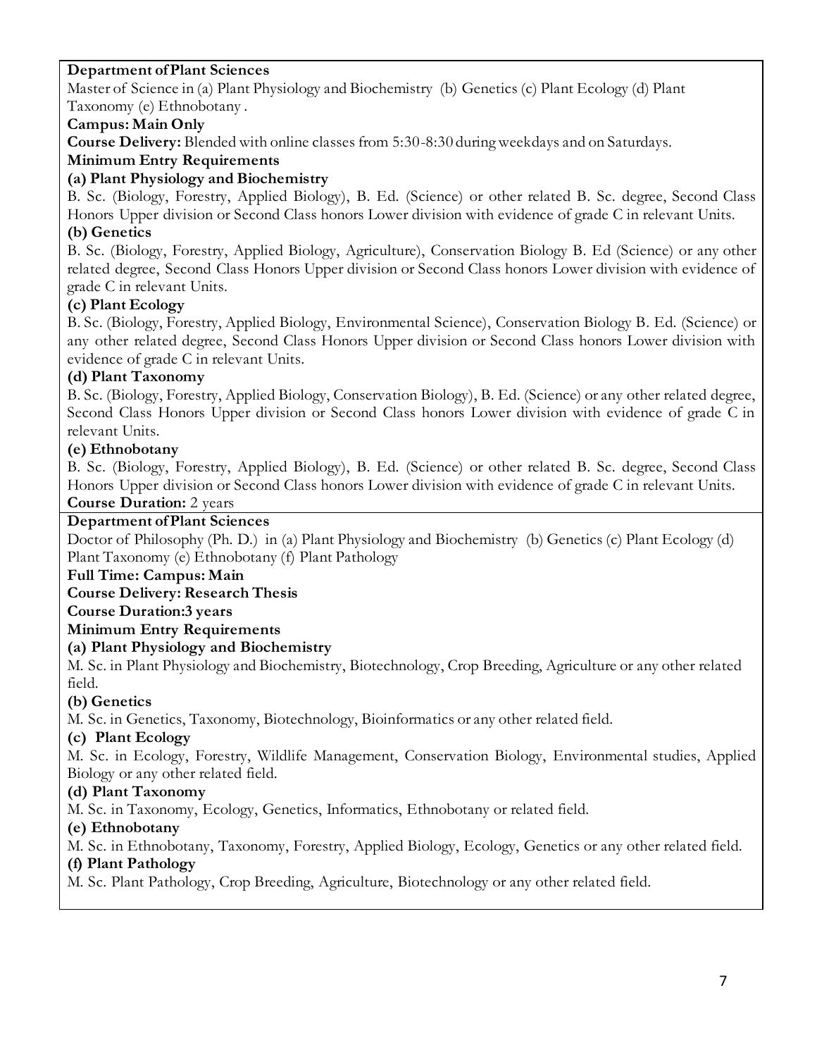**Department of Plant Sciences**

Master of Science in (a) Plant Physiology and Biochemistry (b) Genetics (c) Plant Ecology (d) Plant Taxonomy (e) Ethnobotany .

**Campus: Main Only**

**Course Delivery:** Blended with online classes from 5:30-8:30 during weekdays and on Saturdays.

**Minimum Entry Requirements**

**(a) Plant Physiology and Biochemistry**

B. Sc. (Biology, Forestry, Applied Biology), B. Ed. (Science) or other related B. Sc. degree, Second Class Honors Upper division or Second Class honors Lower division with evidence of grade C in relevant Units.

**(b) Genetics**

B. Sc. (Biology, Forestry, Applied Biology, Agriculture), Conservation Biology B. Ed (Science) or any other related degree, Second Class Honors Upper division or Second Class honors Lower division with evidence of grade C in relevant Units.

**(c) Plant Ecology**

B. Sc. (Biology, Forestry, Applied Biology, Environmental Science), Conservation Biology B. Ed. (Science) or any other related degree, Second Class Honors Upper division or Second Class honors Lower division with evidence of grade C in relevant Units.

**(d) Plant Taxonomy**

B. Sc. (Biology, Forestry, Applied Biology, Conservation Biology), B. Ed. (Science) or any other related degree, Second Class Honors Upper division or Second Class honors Lower division with evidence of grade C in relevant Units.

**(e) Ethnobotany**

B. Sc. (Biology, Forestry, Applied Biology), B. Ed. (Science) or other related B. Sc. degree, Second Class Honors Upper division or Second Class honors Lower division with evidence of grade C in relevant Units.

**Course Duration:** 2 years

**Department of Plant Sciences**

Doctor of Philosophy (Ph. D.) in (a) Plant Physiology and Biochemistry (b) Genetics (c) Plant Ecology (d) Plant Taxonomy (e) Ethnobotany (f) Plant Pathology

**Full Time: Campus: Main**

**Course Delivery: Research Thesis**

**Course Duration:3 years**

**Minimum Entry Requirements**

**(a) Plant Physiology and Biochemistry**

M. Sc. in Plant Physiology and Biochemistry, Biotechnology, Crop Breeding, Agriculture or any other related field.

**(b) Genetics**

M. Sc. in Genetics, Taxonomy, Biotechnology, Bioinformatics or any other related field.

**(c) Plant Ecology**

M. Sc. in Ecology, Forestry, Wildlife Management, Conservation Biology, Environmental studies, Applied Biology or any other related field.

**(d) Plant Taxonomy**

M. Sc. in Taxonomy, Ecology, Genetics, Informatics, Ethnobotany or related field.

**(e) Ethnobotany**

M. Sc. in Ethnobotany, Taxonomy, Forestry, Applied Biology, Ecology, Genetics or any other related field.

**(f) Plant Pathology**

M. Sc. Plant Pathology, Crop Breeding, Agriculture, Biotechnology or any other related field.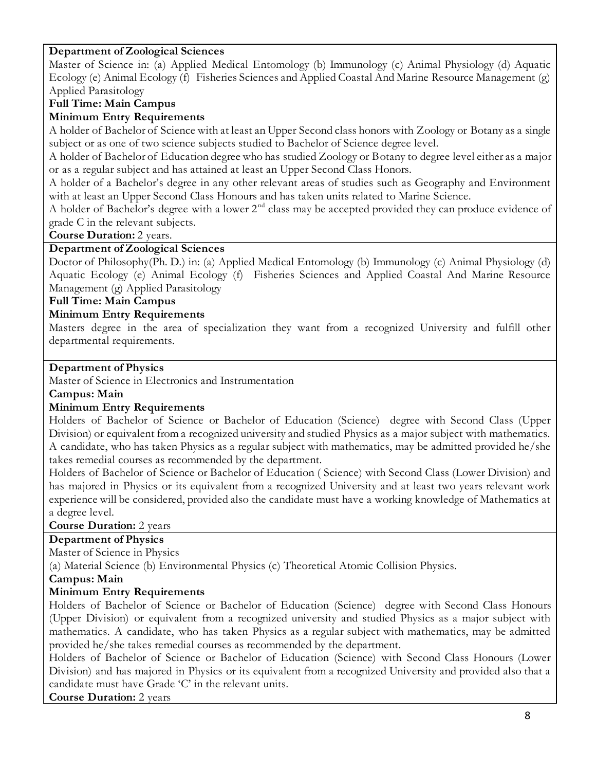**Department of Zoological Sciences**

Master of Science in: (a) Applied Medical Entomology (b) Immunology (c) Animal Physiology (d) Aquatic Ecology (e) Animal Ecology (f) Fisheries Sciences and Applied Coastal And Marine Resource Management (g) Applied Parasitology

**Full Time: Main Campus**

**Minimum Entry Requirements**

A holder of Bachelor of Science with at least an Upper Second class honors with Zoology or Botany as a single subject or as one of two science subjects studied to Bachelor of Science degree level.

A holder of Bachelor of Education degree who has studied Zoology or Botany to degree level either as a major or as a regular subject and has attained at least an Upper Second Class Honors.

A holder of a Bachelor's degree in any other relevant areas of studies such as Geography and Environment with at least an Upper Second Class Honours and has taken units related to Marine Science.

A holder of Bachelor's degree with a lower 2nd class may be accepted provided they can produce evidence of grade C in the relevant subjects.

**Course Duration:** 2 years.

**Department of Zoological Sciences**

Doctor of Philosophy(Ph. D.) in: (a) Applied Medical Entomology (b) Immunology (c) Animal Physiology (d) Aquatic Ecology (e) Animal Ecology (f) Fisheries Sciences and Applied Coastal And Marine Resource Management (g) Applied Parasitology

**Full Time: Main Campus**

**Minimum Entry Requirements**

Masters degree in the area of specialization they want from a recognized University and fulfill other departmental requirements.

**Department of Physics**

Master of Science in Electronics and Instrumentation

**Campus: Main**

**Minimum Entry Requirements**

Holders of Bachelor of Science or Bachelor of Education (Science) degree with Second Class (Upper Division) or equivalent from a recognized university and studied Physics as a major subject with mathematics. A candidate, who has taken Physics as a regular subject with mathematics, may be admitted provided he/she takes remedial courses as recommended by the department.

Holders of Bachelor of Science or Bachelor of Education ( Science) with Second Class (Lower Division) and has majored in Physics or its equivalent from a recognized University and at least two years relevant work experience will be considered, provided also the candidate must have a working knowledge of Mathematics at a degree level.

**Course Duration:** 2 years

**Department of Physics**

Master of Science in Physics

(a) Material Science (b) Environmental Physics (c) Theoretical Atomic Collision Physics.

**Campus: Main**

**Minimum Entry Requirements**

Holders of Bachelor of Science or Bachelor of Education (Science) degree with Second Class Honours (Upper Division) or equivalent from a recognized university and studied Physics as a major subject with mathematics. A candidate, who has taken Physics as a regular subject with mathematics, may be admitted provided he/she takes remedial courses as recommended by the department.

Holders of Bachelor of Science or Bachelor of Education (Science) with Second Class Honours (Lower Division) and has majored in Physics or its equivalent from a recognized University and provided also that a candidate must have Grade 'C' in the relevant units.

**Course Duration:** 2 years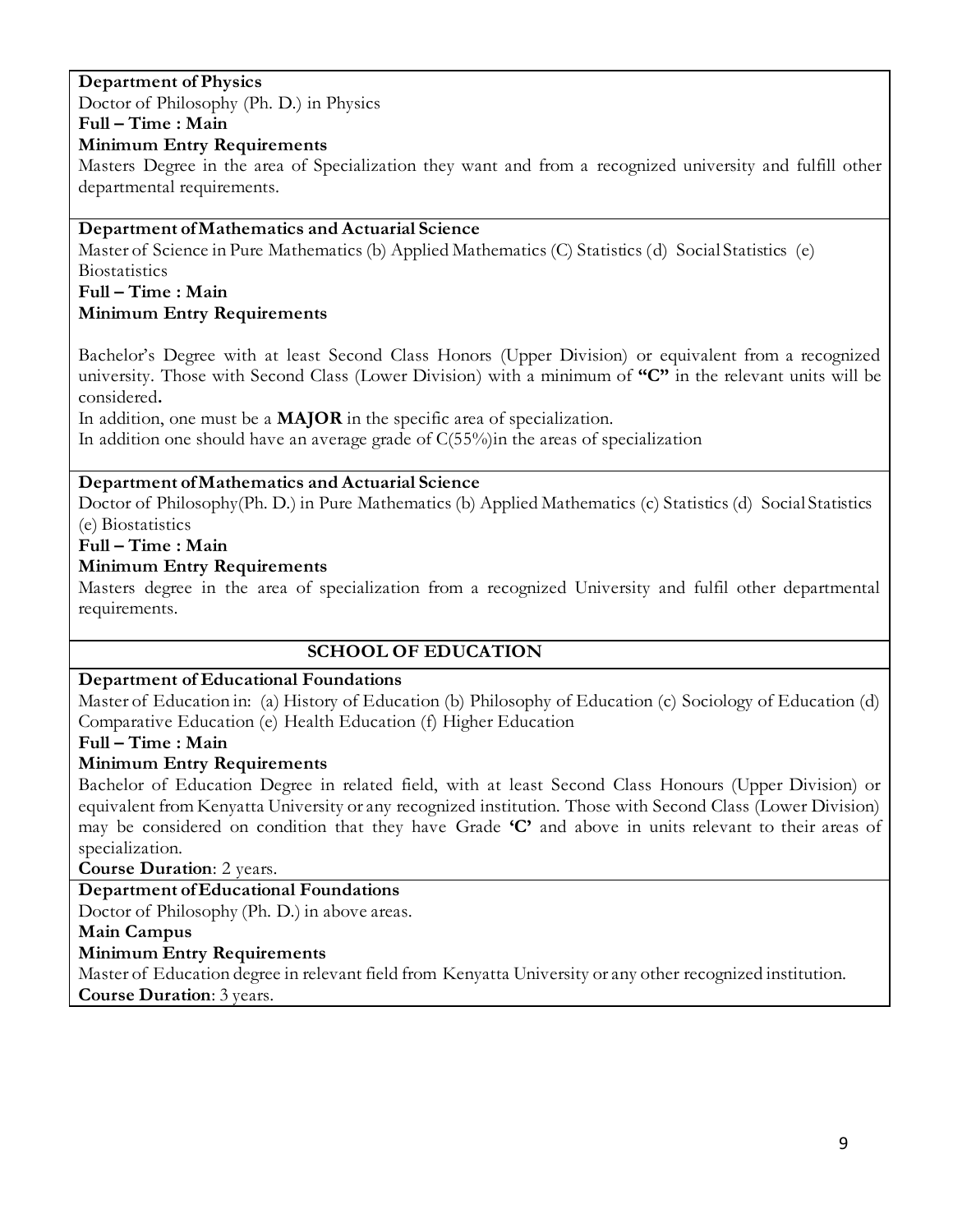**Department of Physics**

Doctor of Philosophy (Ph. D.) in Physics

**Full – Time : Main**

**Minimum Entry Requirements**

Masters Degree in the area of Specialization they want and from a recognized university and fulfill other departmental requirements.

**Department of Mathematics and Actuarial Science**

Master of Science in Pure Mathematics (b) Applied Mathematics (C) Statistics (d) Social Statistics (e) Biostatistics

**Full – Time : Main**

**Minimum Entry Requirements**

Bachelor's Degree with at least Second Class Honors (Upper Division) or equivalent from a recognized university. Those with Second Class (Lower Division) with a minimum of **"C"** in the relevant units will be considered**.**

In addition, one must be a **MAJOR** in the specific area of specialization.

In addition one should have an average grade of C(55%)in the areas of specialization

**Department of Mathematics and Actuarial Science**

Doctor of Philosophy(Ph. D.) in Pure Mathematics (b) Applied Mathematics (c) Statistics (d) Social Statistics (e) Biostatistics

**Full – Time : Main**

**Minimum Entry Requirements**

Masters degree in the area of specialization from a recognized University and fulfil other departmental requirements.

## SCHOOL OF EDUCATION

**Department of Educational Foundations**

Master of Education in: (a) History of Education (b) Philosophy of Education (c) Sociology of Education (d) Comparative Education (e) Health Education (f) Higher Education

**Full – Time : Main**

**Minimum Entry Requirements**

Bachelor of Education Degree in related field, with at least Second Class Honours (Upper Division) or equivalent from Kenyatta University or any recognized institution. Those with Second Class (Lower Division) may be considered on condition that they have Grade **'C'** and above in units relevant to their areas of specialization.

**Course Duration**: 2 years.

**Department of Educational Foundations**

Doctor of Philosophy (Ph. D.) in above areas.

**Main Campus**

**Minimum Entry Requirements**

Master of Education degree in relevant field from Kenyatta University or any other recognized institution.

**Course Duration**: 3 years.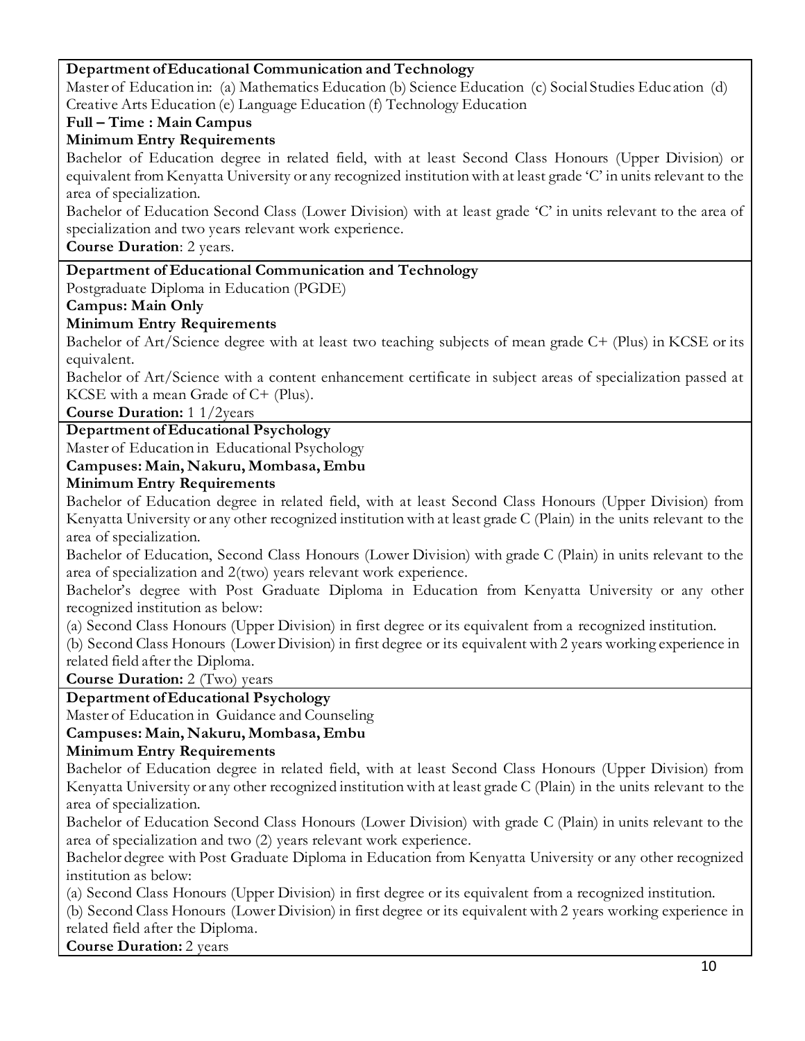**Department of Educational Communication and Technology**

Master of Education in: (a) Mathematics Education (b) Science Education (c) Social Studies Education (d) Creative Arts Education (e) Language Education (f) Technology Education

**Full – Time : Main Campus**

**Minimum Entry Requirements**

Bachelor of Education degree in related field, with at least Second Class Honours (Upper Division) or equivalent from Kenyatta University or any recognized institution with at least grade 'C' in units relevant to the area of specialization.

Bachelor of Education Second Class (Lower Division) with at least grade 'C' in units relevant to the area of specialization and two years relevant work experience.

**Course Duration**: 2 years.

---

**Department of Educational Communication and Technology**

Postgraduate Diploma in Education (PGDE)

**Campus: Main Only**

**Minimum Entry Requirements**

Bachelor of Art/Science degree with at least two teaching subjects of mean grade C+ (Plus) in KCSE or its equivalent.

Bachelor of Art/Science with a content enhancement certificate in subject areas of specialization passed at KCSE with a mean Grade of C+ (Plus).

**Course Duration:** 1 1/2years

---

**Department of Educational Psychology**

Master of Education in Educational Psychology

**Campuses: Main, Nakuru, Mombasa, Embu**

**Minimum Entry Requirements**

Bachelor of Education degree in related field, with at least Second Class Honours (Upper Division) from Kenyatta University or any other recognized institution with at least grade C (Plain) in the units relevant to the area of specialization.

Bachelor of Education, Second Class Honours (Lower Division) with grade C (Plain) in units relevant to the area of specialization and 2(two) years relevant work experience.

Bachelor's degree with Post Graduate Diploma in Education from Kenyatta University or any other recognized institution as below:

(a) Second Class Honours (Upper Division) in first degree or its equivalent from a recognized institution.

(b) Second Class Honours (Lower Division) in first degree or its equivalent with 2 years working experience in related field after the Diploma.

**Course Duration:** 2 (Two) years

---

**Department of Educational Psychology**

Master of Education in Guidance and Counseling

**Campuses: Main, Nakuru, Mombasa, Embu**

**Minimum Entry Requirements**

Bachelor of Education degree in related field, with at least Second Class Honours (Upper Division) from Kenyatta University or any other recognized institution with at least grade C (Plain) in the units relevant to the area of specialization.

Bachelor of Education Second Class Honours (Lower Division) with grade C (Plain) in units relevant to the area of specialization and two (2) years relevant work experience.

Bachelor degree with Post Graduate Diploma in Education from Kenyatta University or any other recognized institution as below:

(a) Second Class Honours (Upper Division) in first degree or its equivalent from a recognized institution.

(b) Second Class Honours (Lower Division) in first degree or its equivalent with 2 years working experience in related field after the Diploma.

**Course Duration:** 2 years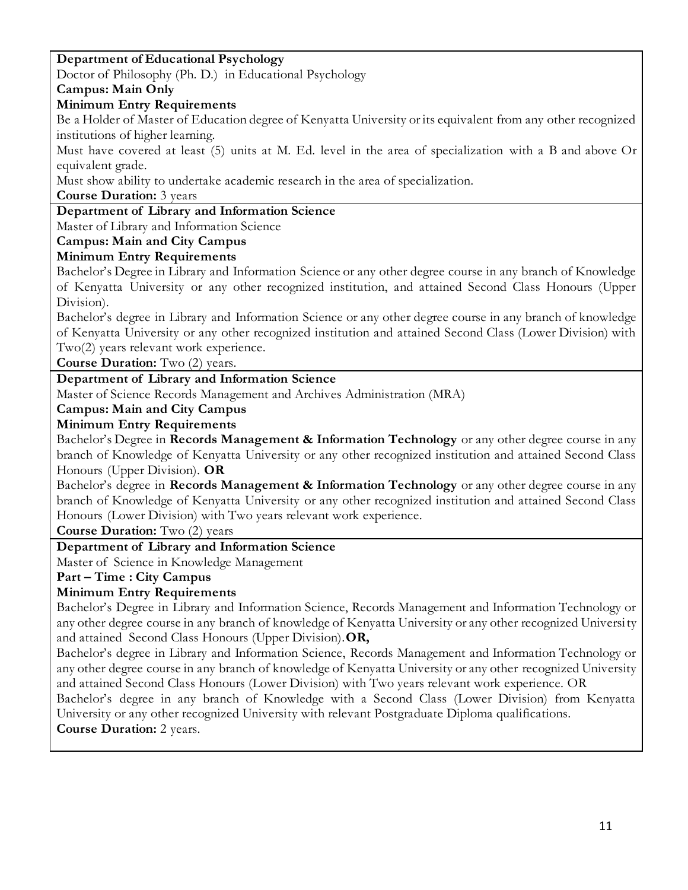**Department of Educational Psychology**

Doctor of Philosophy (Ph. D.) in Educational Psychology

**Campus: Main Only**

**Minimum Entry Requirements**

Be a Holder of Master of Education degree of Kenyatta University or its equivalent from any other recognized institutions of higher learning.

Must have covered at least (5) units at M. Ed. level in the area of specialization with a B and above Or equivalent grade.

Must show ability to undertake academic research in the area of specialization.

**Course Duration:** 3 years

---

**Department of Library and Information Science**

Master of Library and Information Science

**Campus: Main and City Campus**

**Minimum Entry Requirements**

Bachelor's Degree in Library and Information Science or any other degree course in any branch of Knowledge of Kenyatta University or any other recognized institution, and attained Second Class Honours (Upper Division).

Bachelor's degree in Library and Information Science or any other degree course in any branch of knowledge of Kenyatta University or any other recognized institution and attained Second Class (Lower Division) with Two(2) years relevant work experience.

**Course Duration:** Two (2) years.

---

**Department of Library and Information Science**

Master of Science Records Management and Archives Administration (MRA)

**Campus: Main and City Campus**

**Minimum Entry Requirements**

Bachelor's Degree in **Records Management & Information Technology** or any other degree course in any branch of Knowledge of Kenyatta University or any other recognized institution and attained Second Class Honours (Upper Division). **OR**

Bachelor's degree in **Records Management & Information Technology** or any other degree course in any branch of Knowledge of Kenyatta University or any other recognized institution and attained Second Class Honours (Lower Division) with Two years relevant work experience.

**Course Duration:** Two (2) years

---

**Department of Library and Information Science**

Master of Science in Knowledge Management

**Part – Time : City Campus**

**Minimum Entry Requirements**

Bachelor's Degree in Library and Information Science, Records Management and Information Technology or any other degree course in any branch of knowledge of Kenyatta University or any other recognized University and attained Second Class Honours (Upper Division). **OR,**

Bachelor's degree in Library and Information Science, Records Management and Information Technology or any other degree course in any branch of knowledge of Kenyatta University or any other recognized University and attained Second Class Honours (Lower Division) with Two years relevant work experience. OR

Bachelor's degree in any branch of Knowledge with a Second Class (Lower Division) from Kenyatta University or any other recognized University with relevant Postgraduate Diploma qualifications.

**Course Duration:** 2 years.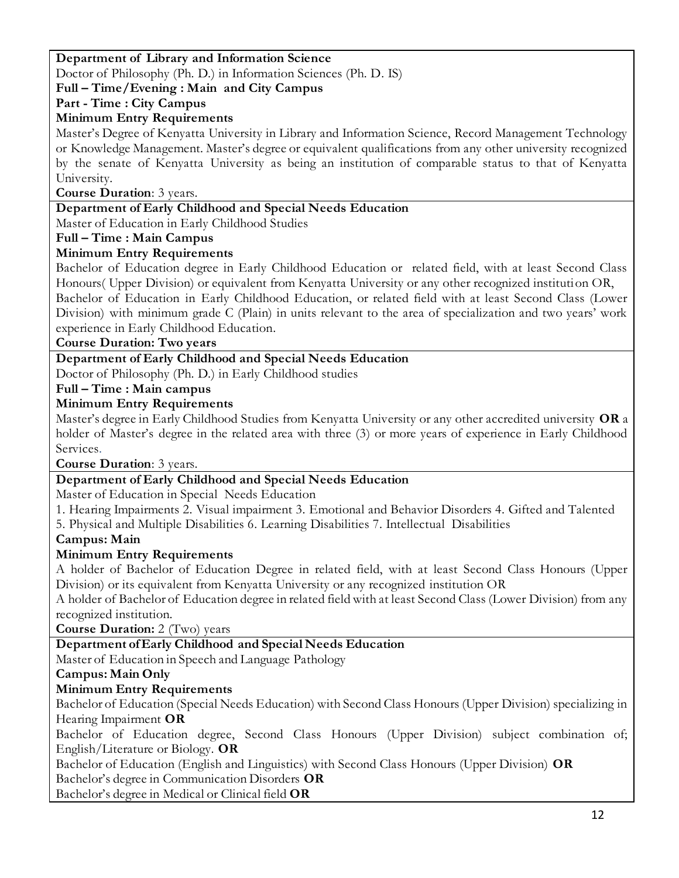**Department of Library and Information Science**

Doctor of Philosophy (Ph. D.) in Information Sciences (Ph. D. IS)

**Full – Time/Evening : Main and City Campus**

**Part - Time : City Campus**

**Minimum Entry Requirements**

Master's Degree of Kenyatta University in Library and Information Science, Record Management Technology or Knowledge Management. Master's degree or equivalent qualifications from any other university recognized by the senate of Kenyatta University as being an institution of comparable status to that of Kenyatta University.

**Course Duration**: 3 years.

**Department of Early Childhood and Special Needs Education**

Master of Education in Early Childhood Studies

**Full – Time : Main Campus**

**Minimum Entry Requirements**

Bachelor of Education degree in Early Childhood Education or related field, with at least Second Class Honours( Upper Division) or equivalent from Kenyatta University or any other recognized institution OR, Bachelor of Education in Early Childhood Education, or related field with at least Second Class (Lower Division) with minimum grade C (Plain) in units relevant to the area of specialization and two years' work experience in Early Childhood Education.

**Course Duration: Two years**

**Department of Early Childhood and Special Needs Education**

Doctor of Philosophy (Ph. D.) in Early Childhood studies

**Full – Time : Main campus**

**Minimum Entry Requirements**

Master's degree in Early Childhood Studies from Kenyatta University or any other accredited university **OR** a holder of Master's degree in the related area with three (3) or more years of experience in Early Childhood Services.

**Course Duration**: 3 years.

**Department of Early Childhood and Special Needs Education**

Master of Education in Special Needs Education

1. Hearing Impairments 2. Visual impairment 3. Emotional and Behavior Disorders 4. Gifted and Talented 5. Physical and Multiple Disabilities 6. Learning Disabilities 7. Intellectual Disabilities

**Campus: Main**

**Minimum Entry Requirements**

A holder of Bachelor of Education Degree in related field, with at least Second Class Honours (Upper Division) or its equivalent from Kenyatta University or any recognized institution OR

A holder of Bachelor of Education degree in related field with at least Second Class (Lower Division) from any recognized institution.

**Course Duration:** 2 (Two) years

**Department of Early Childhood and Special Needs Education**

Master of Education in Speech and Language Pathology

**Campus: Main Only**

**Minimum Entry Requirements**

Bachelor of Education (Special Needs Education) with Second Class Honours (Upper Division) specializing in Hearing Impairment **OR**

Bachelor of Education degree, Second Class Honours (Upper Division) subject combination of; English/Literature or Biology. **OR**

Bachelor of Education (English and Linguistics) with Second Class Honours (Upper Division) **OR**

Bachelor's degree in Communication Disorders **OR**

Bachelor's degree in Medical or Clinical field **OR**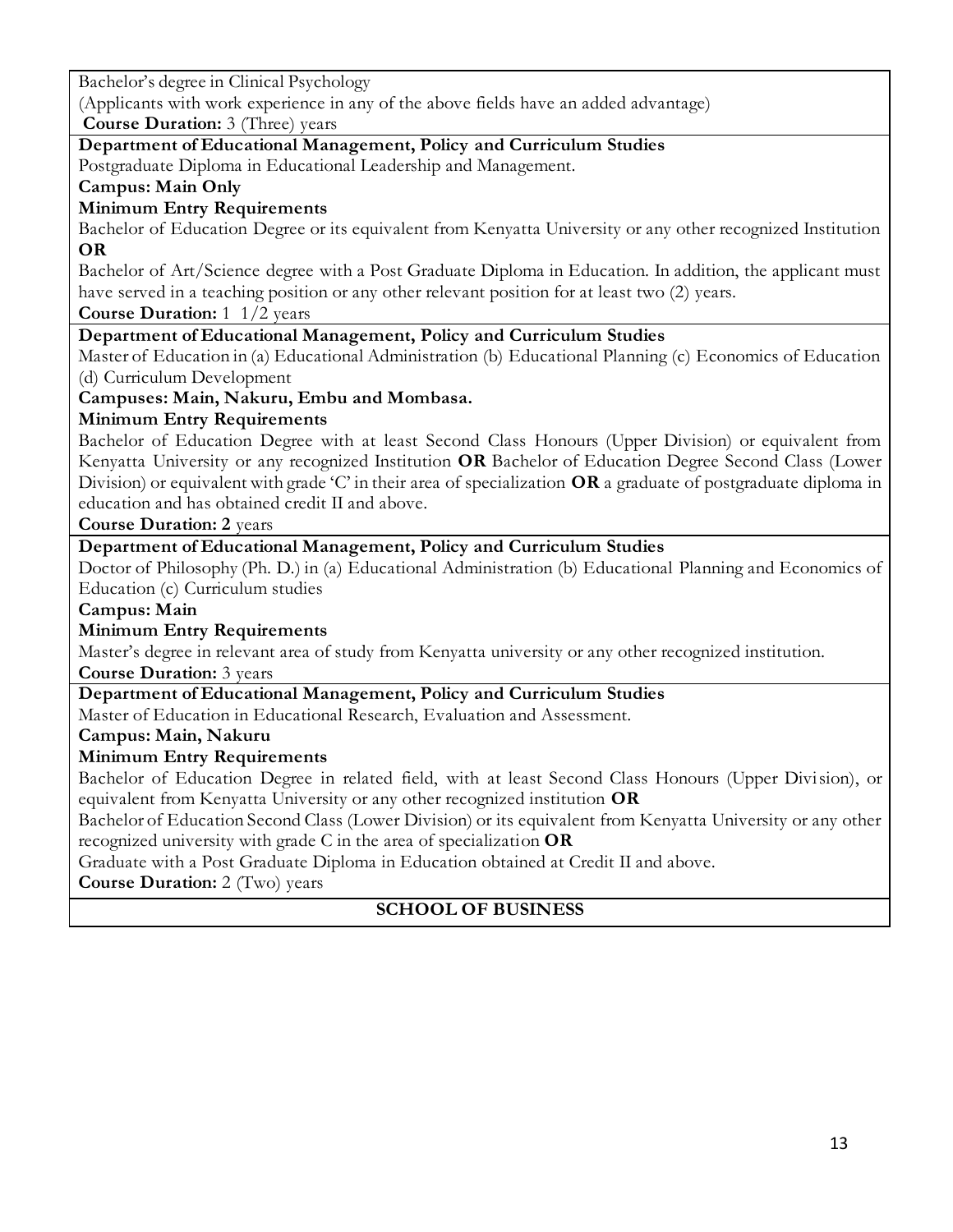Bachelor's degree in Clinical Psychology

(Applicants with work experience in any of the above fields have an added advantage)

**Course Duration:** 3 (Three) years

**Department of Educational Management, Policy and Curriculum Studies**

Postgraduate Diploma in Educational Leadership and Management.

**Campus: Main Only**

**Minimum Entry Requirements**

Bachelor of Education Degree or its equivalent from Kenyatta University or any other recognized Institution **OR**

Bachelor of Art/Science degree with a Post Graduate Diploma in Education. In addition, the applicant must have served in a teaching position or any other relevant position for at least two (2) years.

**Course Duration:** 1 1/2 years

**Department of Educational Management, Policy and Curriculum Studies**

Master of Education in (a) Educational Administration (b) Educational Planning (c) Economics of Education (d) Curriculum Development

**Campuses: Main, Nakuru, Embu and Mombasa.**

**Minimum Entry Requirements**

Bachelor of Education Degree with at least Second Class Honours (Upper Division) or equivalent from Kenyatta University or any recognized Institution **OR** Bachelor of Education Degree Second Class (Lower Division) or equivalent with grade 'C' in their area of specialization **OR** a graduate of postgraduate diploma in education and has obtained credit II and above.

**Course Duration: 2** years

**Department of Educational Management, Policy and Curriculum Studies**

Doctor of Philosophy (Ph. D.) in (a) Educational Administration (b) Educational Planning and Economics of Education (c) Curriculum studies

**Campus: Main**

**Minimum Entry Requirements**

Master's degree in relevant area of study from Kenyatta university or any other recognized institution.

**Course Duration:** 3 years

**Department of Educational Management, Policy and Curriculum Studies**

Master of Education in Educational Research, Evaluation and Assessment.

**Campus: Main, Nakuru**

**Minimum Entry Requirements**

Bachelor of Education Degree in related field, with at least Second Class Honours (Upper Division), or equivalent from Kenyatta University or any other recognized institution **OR**

Bachelor of Education Second Class (Lower Division) or its equivalent from Kenyatta University or any other recognized university with grade C in the area of specialization **OR**

Graduate with a Post Graduate Diploma in Education obtained at Credit II and above.

**Course Duration:** 2 (Two) years

## SCHOOL OF BUSINESS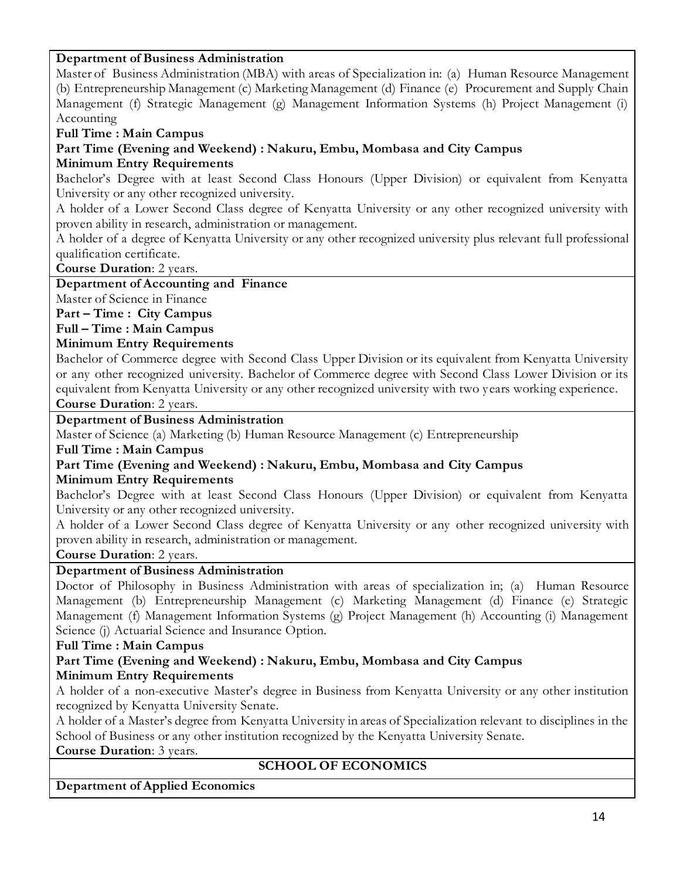**Department of Business Administration**

Master of Business Administration (MBA) with areas of Specialization in: (a) Human Resource Management (b) Entrepreneurship Management (c) Marketing Management (d) Finance (e) Procurement and Supply Chain Management (f) Strategic Management (g) Management Information Systems (h) Project Management (i) Accounting

**Full Time : Main Campus**

**Part Time (Evening and Weekend) : Nakuru, Embu, Mombasa and City Campus**

**Minimum Entry Requirements**

Bachelor's Degree with at least Second Class Honours (Upper Division) or equivalent from Kenyatta University or any other recognized university.

A holder of a Lower Second Class degree of Kenyatta University or any other recognized university with proven ability in research, administration or management.

A holder of a degree of Kenyatta University or any other recognized university plus relevant full professional qualification certificate.

**Course Duration**: 2 years.

**Department of Accounting and Finance**

Master of Science in Finance

**Part – Time : City Campus**

**Full – Time : Main Campus**

**Minimum Entry Requirements**

Bachelor of Commerce degree with Second Class Upper Division or its equivalent from Kenyatta University or any other recognized university. Bachelor of Commerce degree with Second Class Lower Division or its equivalent from Kenyatta University or any other recognized university with two years working experience.

**Course Duration**: 2 years.

**Department of Business Administration**

Master of Science (a) Marketing (b) Human Resource Management (c) Entrepreneurship

**Full Time : Main Campus**

**Part Time (Evening and Weekend) : Nakuru, Embu, Mombasa and City Campus**

**Minimum Entry Requirements**

Bachelor's Degree with at least Second Class Honours (Upper Division) or equivalent from Kenyatta University or any other recognized university.

A holder of a Lower Second Class degree of Kenyatta University or any other recognized university with proven ability in research, administration or management.

**Course Duration**: 2 years.

**Department of Business Administration**

Doctor of Philosophy in Business Administration with areas of specialization in; (a) Human Resource Management (b) Entrepreneurship Management (c) Marketing Management (d) Finance (e) Strategic Management (f) Management Information Systems (g) Project Management (h) Accounting (i) Management Science (j) Actuarial Science and Insurance Option.

**Full Time : Main Campus**

**Part Time (Evening and Weekend) : Nakuru, Embu, Mombasa and City Campus**

**Minimum Entry Requirements**

A holder of a non-executive Master's degree in Business from Kenyatta University or any other institution recognized by Kenyatta University Senate.

A holder of a Master's degree from Kenyatta University in areas of Specialization relevant to disciplines in the School of Business or any other institution recognized by the Kenyatta University Senate.

**Course Duration**: 3 years.

## SCHOOL OF ECONOMICS

**Department of Applied Economics**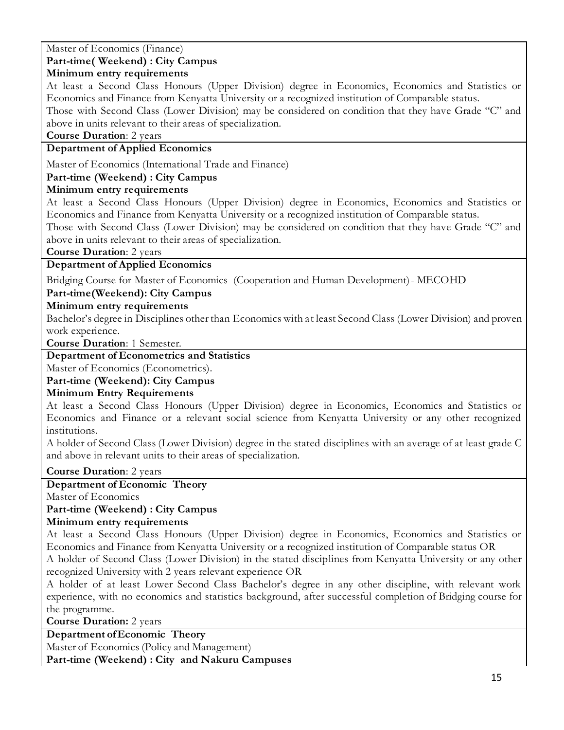Master of Economics (Finance)

**Part-time( Weekend) : City Campus**

**Minimum entry requirements**

At least a Second Class Honours (Upper Division) degree in Economics, Economics and Statistics or Economics and Finance from Kenyatta University or a recognized institution of Comparable status.

Those with Second Class (Lower Division) may be considered on condition that they have Grade "C" and above in units relevant to their areas of specialization.

**Course Duration**: 2 years

**Department of Applied Economics**

Master of Economics (International Trade and Finance)

**Part-time (Weekend) : City Campus**

**Minimum entry requirements**

At least a Second Class Honours (Upper Division) degree in Economics, Economics and Statistics or Economics and Finance from Kenyatta University or a recognized institution of Comparable status.

Those with Second Class (Lower Division) may be considered on condition that they have Grade "C" and above in units relevant to their areas of specialization.

**Course Duration**: 2 years

**Department of Applied Economics**

Bridging Course for Master of Economics (Cooperation and Human Development)- MECOHD

**Part-time(Weekend): City Campus**

**Minimum entry requirements**

Bachelor's degree in Disciplines other than Economics with at least Second Class (Lower Division) and proven work experience.

**Course Duration**: 1 Semester.

**Department of Econometrics and Statistics**

Master of Economics (Econometrics).

**Part-time (Weekend): City Campus**

**Minimum Entry Requirements**

At least a Second Class Honours (Upper Division) degree in Economics, Economics and Statistics or Economics and Finance or a relevant social science from Kenyatta University or any other recognized institutions.

A holder of Second Class (Lower Division) degree in the stated disciplines with an average of at least grade C and above in relevant units to their areas of specialization.

**Course Duration**: 2 years

**Department of Economic Theory**

Master of Economics

**Part-time (Weekend) : City Campus**

**Minimum entry requirements**

At least a Second Class Honours (Upper Division) degree in Economics, Economics and Statistics or Economics and Finance from Kenyatta University or a recognized institution of Comparable status OR

A holder of Second Class (Lower Division) in the stated disciplines from Kenyatta University or any other recognized University with 2 years relevant experience OR

A holder of at least Lower Second Class Bachelor's degree in any other discipline, with relevant work experience, with no economics and statistics background, after successful completion of Bridging course for the programme.

**Course Duration:** 2 years

**Department of Economic Theory**

Master of Economics (Policy and Management)

**Part-time (Weekend) : City and Nakuru Campuses**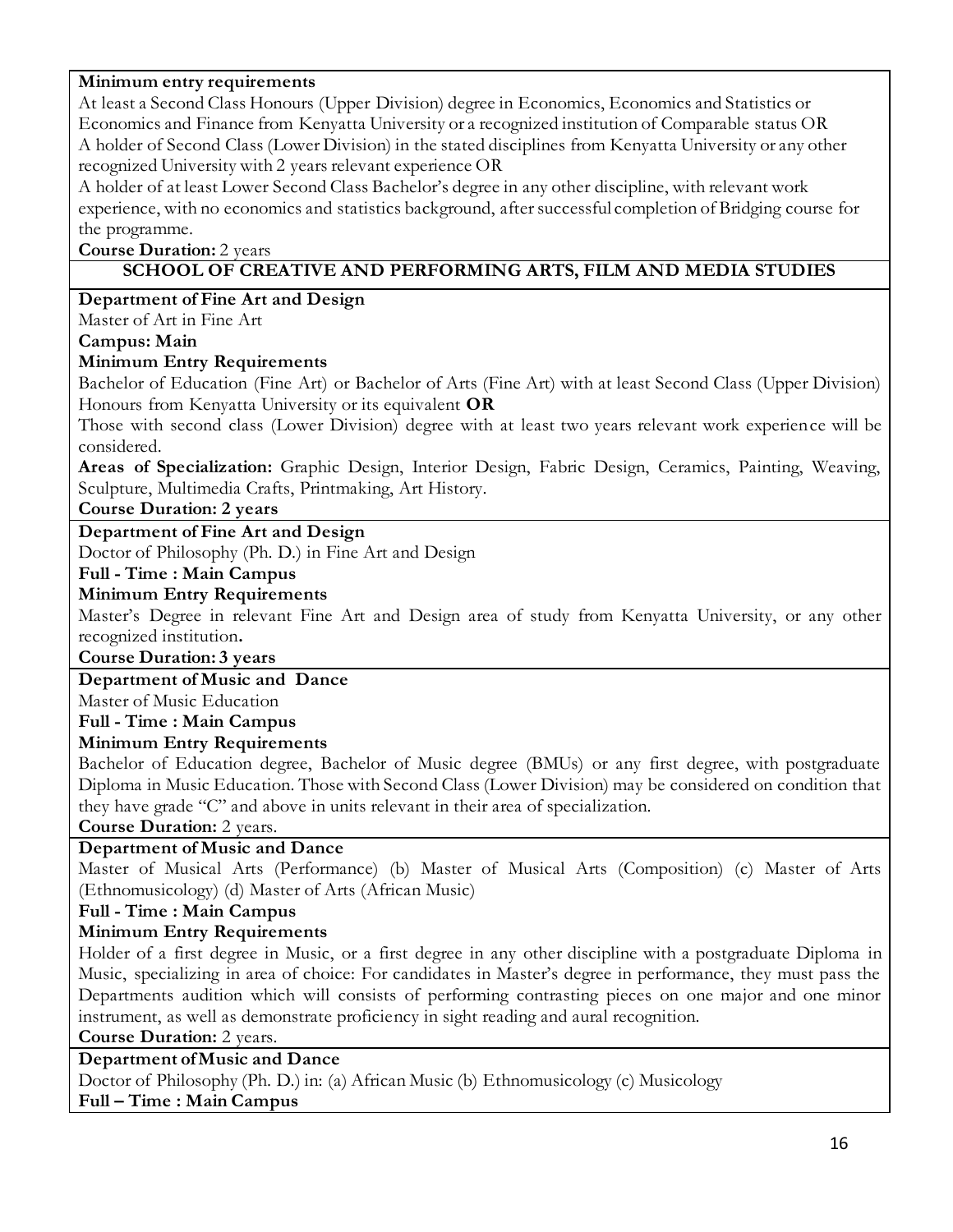**Minimum entry requirements**

At least a Second Class Honours (Upper Division) degree in Economics, Economics and Statistics or Economics and Finance from Kenyatta University or a recognized institution of Comparable status OR
A holder of Second Class (Lower Division) in the stated disciplines from Kenyatta University or any other recognized University with 2 years relevant experience OR
A holder of at least Lower Second Class Bachelor's degree in any other discipline, with relevant work experience, with no economics and statistics background, after successful completion of Bridging course for the programme.

**Course Duration:** 2 years

## SCHOOL OF CREATIVE AND PERFORMING ARTS, FILM AND MEDIA STUDIES

**Department of Fine Art and Design**

Master of Art in Fine Art

**Campus: Main**

**Minimum Entry Requirements**

Bachelor of Education (Fine Art) or Bachelor of Arts (Fine Art) with at least Second Class (Upper Division) Honours from Kenyatta University or its equivalent **OR**
Those with second class (Lower Division) degree with at least two years relevant work experience will be considered.

**Areas of Specialization:** Graphic Design, Interior Design, Fabric Design, Ceramics, Painting, Weaving, Sculpture, Multimedia Crafts, Printmaking, Art History.

**Course Duration: 2 years**

**Department of Fine Art and Design**

Doctor of Philosophy (Ph. D.) in Fine Art and Design

**Full - Time : Main Campus**

**Minimum Entry Requirements**

Master's Degree in relevant Fine Art and Design area of study from Kenyatta University, or any other recognized institution**.**

**Course Duration: 3 years**

**Department of Music and Dance**

Master of Music Education

**Full - Time : Main Campus**

**Minimum Entry Requirements**

Bachelor of Education degree, Bachelor of Music degree (BMUs) or any first degree, with postgraduate Diploma in Music Education. Those with Second Class (Lower Division) may be considered on condition that they have grade "C" and above in units relevant in their area of specialization.

**Course Duration:** 2 years.

**Department of Music and Dance**

Master of Musical Arts (Performance) (b) Master of Musical Arts (Composition) (c) Master of Arts (Ethnomusicology) (d) Master of Arts (African Music)

**Full - Time : Main Campus**

**Minimum Entry Requirements**

Holder of a first degree in Music, or a first degree in any other discipline with a postgraduate Diploma in Music, specializing in area of choice: For candidates in Master's degree in performance, they must pass the Departments audition which will consists of performing contrasting pieces on one major and one minor instrument, as well as demonstrate proficiency in sight reading and aural recognition.

**Course Duration:** 2 years.

**Department of Music and Dance**

Doctor of Philosophy (Ph. D.) in: (a) African Music (b) Ethnomusicology (c) Musicology

**Full – Time : Main Campus**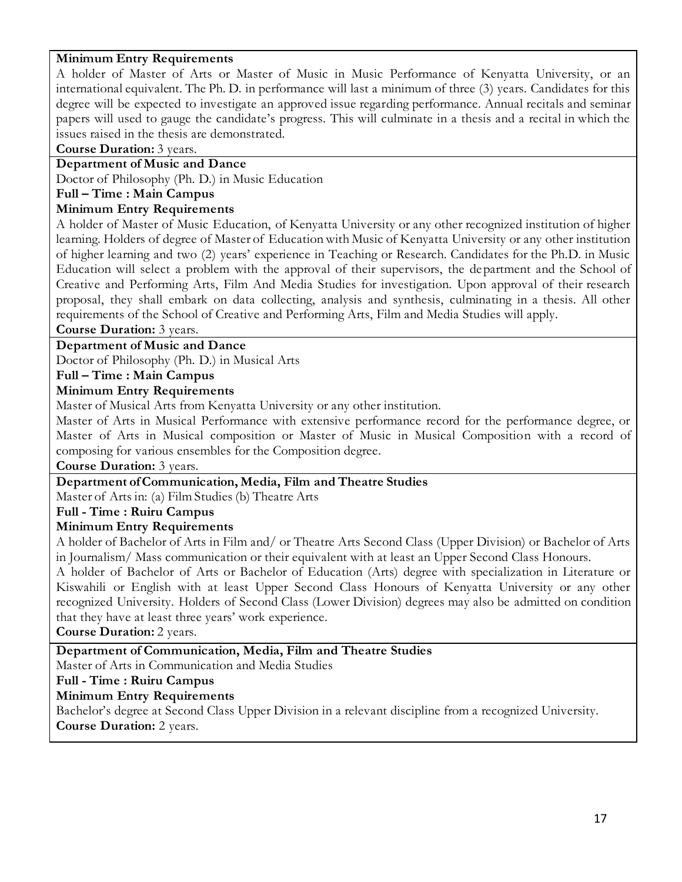**Minimum Entry Requirements**

A holder of Master of Arts or Master of Music in Music Performance of Kenyatta University, or an international equivalent. The Ph. D. in performance will last a minimum of three (3) years. Candidates for this degree will be expected to investigate an approved issue regarding performance. Annual recitals and seminar papers will used to gauge the candidate's progress. This will culminate in a thesis and a recital in which the issues raised in the thesis are demonstrated.

**Course Duration:** 3 years.

**Department of Music and Dance**

Doctor of Philosophy (Ph. D.) in Music Education

**Full – Time : Main Campus**

**Minimum Entry Requirements**

A holder of Master of Music Education, of Kenyatta University or any other recognized institution of higher learning. Holders of degree of Master of Education with Music of Kenyatta University or any other institution of higher learning and two (2) years' experience in Teaching or Research. Candidates for the Ph.D. in Music Education will select a problem with the approval of their supervisors, the department and the School of Creative and Performing Arts, Film And Media Studies for investigation. Upon approval of their research proposal, they shall embark on data collecting, analysis and synthesis, culminating in a thesis. All other requirements of the School of Creative and Performing Arts, Film and Media Studies will apply.

**Course Duration:** 3 years.

**Department of Music and Dance**

Doctor of Philosophy (Ph. D.) in Musical Arts

**Full – Time : Main Campus**

**Minimum Entry Requirements**

Master of Musical Arts from Kenyatta University or any other institution.

Master of Arts in Musical Performance with extensive performance record for the performance degree, or Master of Arts in Musical composition or Master of Music in Musical Composition with a record of composing for various ensembles for the Composition degree.

**Course Duration:** 3 years.

**Department of Communication, Media, Film and Theatre Studies**

Master of Arts in: (a) Film Studies (b) Theatre Arts

**Full - Time : Ruiru Campus**

**Minimum Entry Requirements**

A holder of Bachelor of Arts in Film and/ or Theatre Arts Second Class (Upper Division) or Bachelor of Arts in Journalism/ Mass communication or their equivalent with at least an Upper Second Class Honours.

A holder of Bachelor of Arts or Bachelor of Education (Arts) degree with specialization in Literature or Kiswahili or English with at least Upper Second Class Honours of Kenyatta University or any other recognized University. Holders of Second Class (Lower Division) degrees may also be admitted on condition that they have at least three years' work experience.

**Course Duration:** 2 years.

**Department of Communication, Media, Film and Theatre Studies**

Master of Arts in Communication and Media Studies

**Full - Time : Ruiru Campus**

**Minimum Entry Requirements**

Bachelor's degree at Second Class Upper Division in a relevant discipline from a recognized University.

**Course Duration:** 2 years.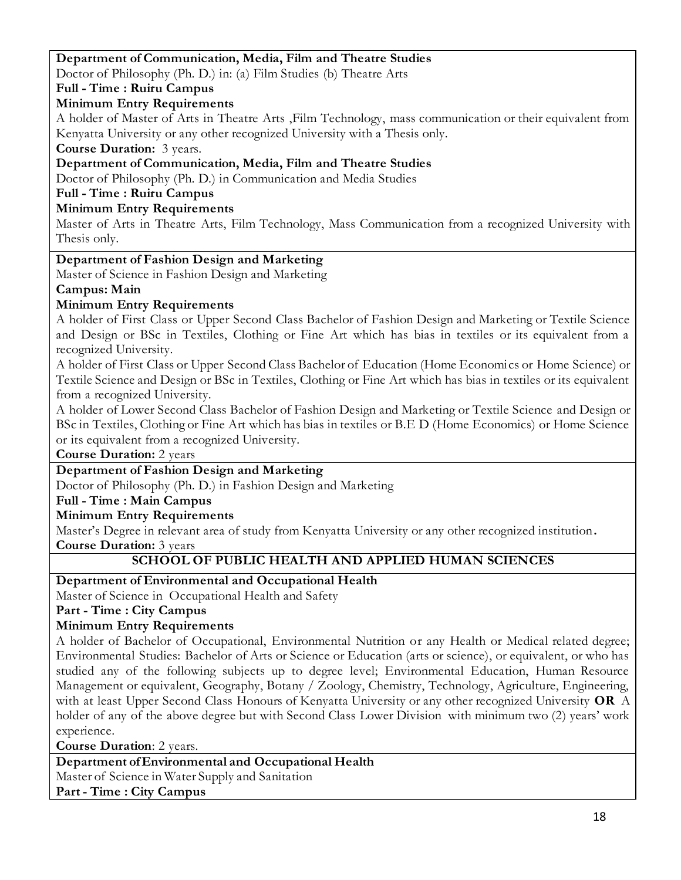**Department of Communication, Media, Film and Theatre Studies**

Doctor of Philosophy (Ph. D.) in: (a) Film Studies (b) Theatre Arts

**Full - Time : Ruiru Campus**

**Minimum Entry Requirements**

A holder of Master of Arts in Theatre Arts ,Film Technology, mass communication or their equivalent from Kenyatta University or any other recognized University with a Thesis only.

**Course Duration:** 3 years.

**Department of Communication, Media, Film and Theatre Studies**

Doctor of Philosophy (Ph. D.) in Communication and Media Studies

**Full - Time : Ruiru Campus**

**Minimum Entry Requirements**

Master of Arts in Theatre Arts, Film Technology, Mass Communication from a recognized University with Thesis only.

---

**Department of Fashion Design and Marketing**

Master of Science in Fashion Design and Marketing

**Campus: Main**

**Minimum Entry Requirements**

A holder of First Class or Upper Second Class Bachelor of Fashion Design and Marketing or Textile Science and Design or BSc in Textiles, Clothing or Fine Art which has bias in textiles or its equivalent from a recognized University.

A holder of First Class or Upper Second Class Bachelor of Education (Home Economics or Home Science) or Textile Science and Design or BSc in Textiles, Clothing or Fine Art which has bias in textiles or its equivalent from a recognized University.

A holder of Lower Second Class Bachelor of Fashion Design and Marketing or Textile Science and Design or BSc in Textiles, Clothing or Fine Art which has bias in textiles or B.E D (Home Economics) or Home Science or its equivalent from a recognized University.

**Course Duration:** 2 years

---

**Department of Fashion Design and Marketing**

Doctor of Philosophy (Ph. D.) in Fashion Design and Marketing

**Full - Time : Main Campus**

**Minimum Entry Requirements**

Master's Degree in relevant area of study from Kenyatta University or any other recognized institution**.**

**Course Duration:** 3 years

---

## SCHOOL OF PUBLIC HEALTH AND APPLIED HUMAN SCIENCES

---

**Department of Environmental and Occupational Health**

Master of Science in Occupational Health and Safety

**Part - Time : City Campus**

**Minimum Entry Requirements**

A holder of Bachelor of Occupational, Environmental Nutrition or any Health or Medical related degree; Environmental Studies: Bachelor of Arts or Science or Education (arts or science), or equivalent, or who has studied any of the following subjects up to degree level; Environmental Education, Human Resource Management or equivalent, Geography, Botany / Zoology, Chemistry, Technology, Agriculture, Engineering, with at least Upper Second Class Honours of Kenyatta University or any other recognized University **OR** A holder of any of the above degree but with Second Class Lower Division with minimum two (2) years' work experience.

**Course Duration**: 2 years.

---

**Department of Environmental and Occupational Health**

Master of Science in Water Supply and Sanitation

**Part - Time : City Campus**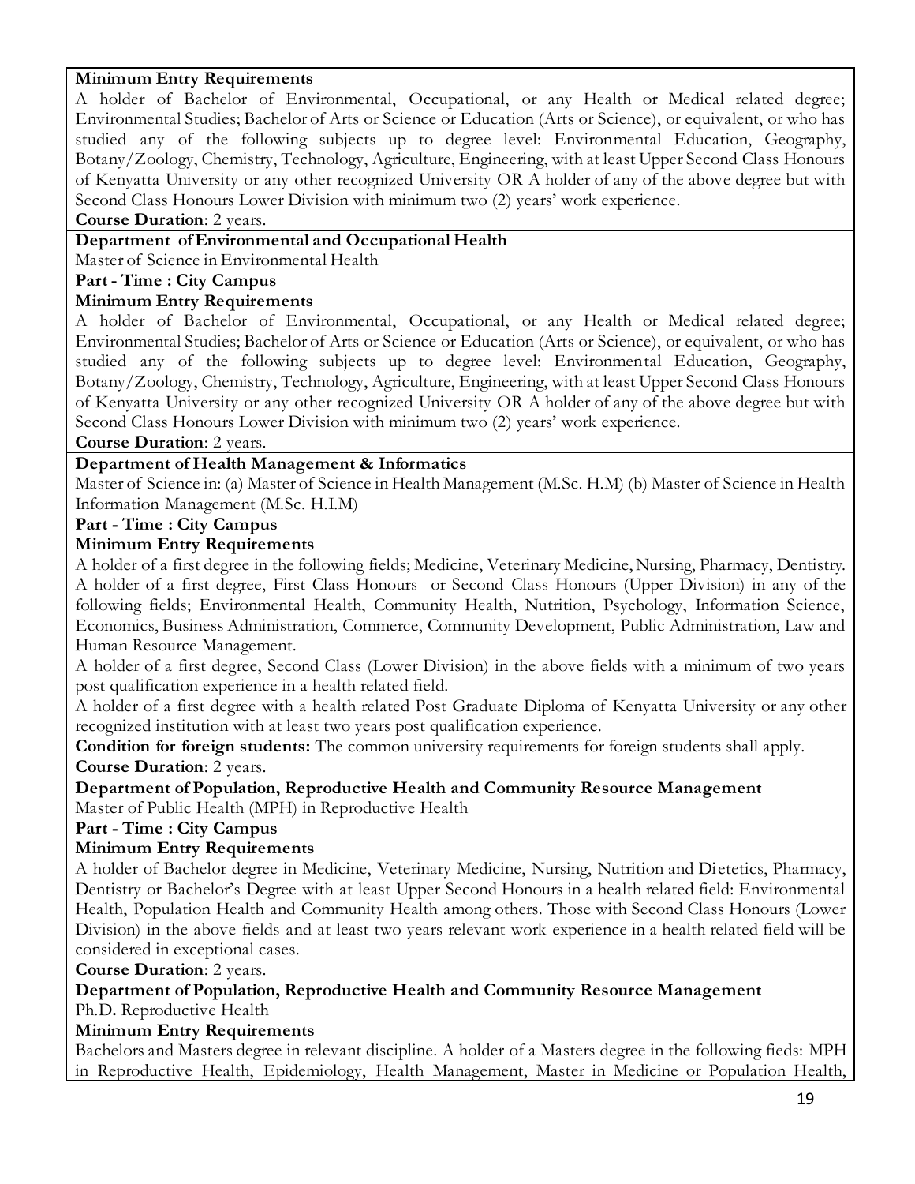**Minimum Entry Requirements**

A holder of Bachelor of Environmental, Occupational, or any Health or Medical related degree; Environmental Studies; Bachelor of Arts or Science or Education (Arts or Science), or equivalent, or who has studied any of the following subjects up to degree level: Environmental Education, Geography, Botany/Zoology, Chemistry, Technology, Agriculture, Engineering, with at least Upper Second Class Honours of Kenyatta University or any other recognized University OR A holder of any of the above degree but with Second Class Honours Lower Division with minimum two (2) years' work experience.

**Course Duration**: 2 years.

**Department of Environmental and Occupational Health**

Master of Science in Environmental Health

**Part - Time : City Campus**

**Minimum Entry Requirements**

A holder of Bachelor of Environmental, Occupational, or any Health or Medical related degree; Environmental Studies; Bachelor of Arts or Science or Education (Arts or Science), or equivalent, or who has studied any of the following subjects up to degree level: Environmental Education, Geography, Botany/Zoology, Chemistry, Technology, Agriculture, Engineering, with at least Upper Second Class Honours of Kenyatta University or any other recognized University OR A holder of any of the above degree but with Second Class Honours Lower Division with minimum two (2) years' work experience.

**Course Duration**: 2 years.

**Department of Health Management & Informatics**

Master of Science in: (a) Master of Science in Health Management (M.Sc. H.M) (b) Master of Science in Health Information Management (M.Sc. H.I.M)

**Part - Time : City Campus**

**Minimum Entry Requirements**

A holder of a first degree in the following fields; Medicine, Veterinary Medicine, Nursing, Pharmacy, Dentistry. A holder of a first degree, First Class Honours or Second Class Honours (Upper Division) in any of the following fields; Environmental Health, Community Health, Nutrition, Psychology, Information Science, Economics, Business Administration, Commerce, Community Development, Public Administration, Law and Human Resource Management.

A holder of a first degree, Second Class (Lower Division) in the above fields with a minimum of two years post qualification experience in a health related field.

A holder of a first degree with a health related Post Graduate Diploma of Kenyatta University or any other recognized institution with at least two years post qualification experience.

**Condition for foreign students:** The common university requirements for foreign students shall apply.

**Course Duration**: 2 years.

**Department of Population, Reproductive Health and Community Resource Management**

Master of Public Health (MPH) in Reproductive Health

**Part - Time : City Campus**

**Minimum Entry Requirements**

A holder of Bachelor degree in Medicine, Veterinary Medicine, Nursing, Nutrition and Dietetics, Pharmacy, Dentistry or Bachelor's Degree with at least Upper Second Honours in a health related field: Environmental Health, Population Health and Community Health among others. Those with Second Class Honours (Lower Division) in the above fields and at least two years relevant work experience in a health related field will be considered in exceptional cases.

**Course Duration**: 2 years.

**Department of Population, Reproductive Health and Community Resource Management**

Ph.D**.** Reproductive Health

**Minimum Entry Requirements**

Bachelors and Masters degree in relevant discipline. A holder of a Masters degree in the following fieds: MPH in Reproductive Health, Epidemiology, Health Management, Master in Medicine or Population Health,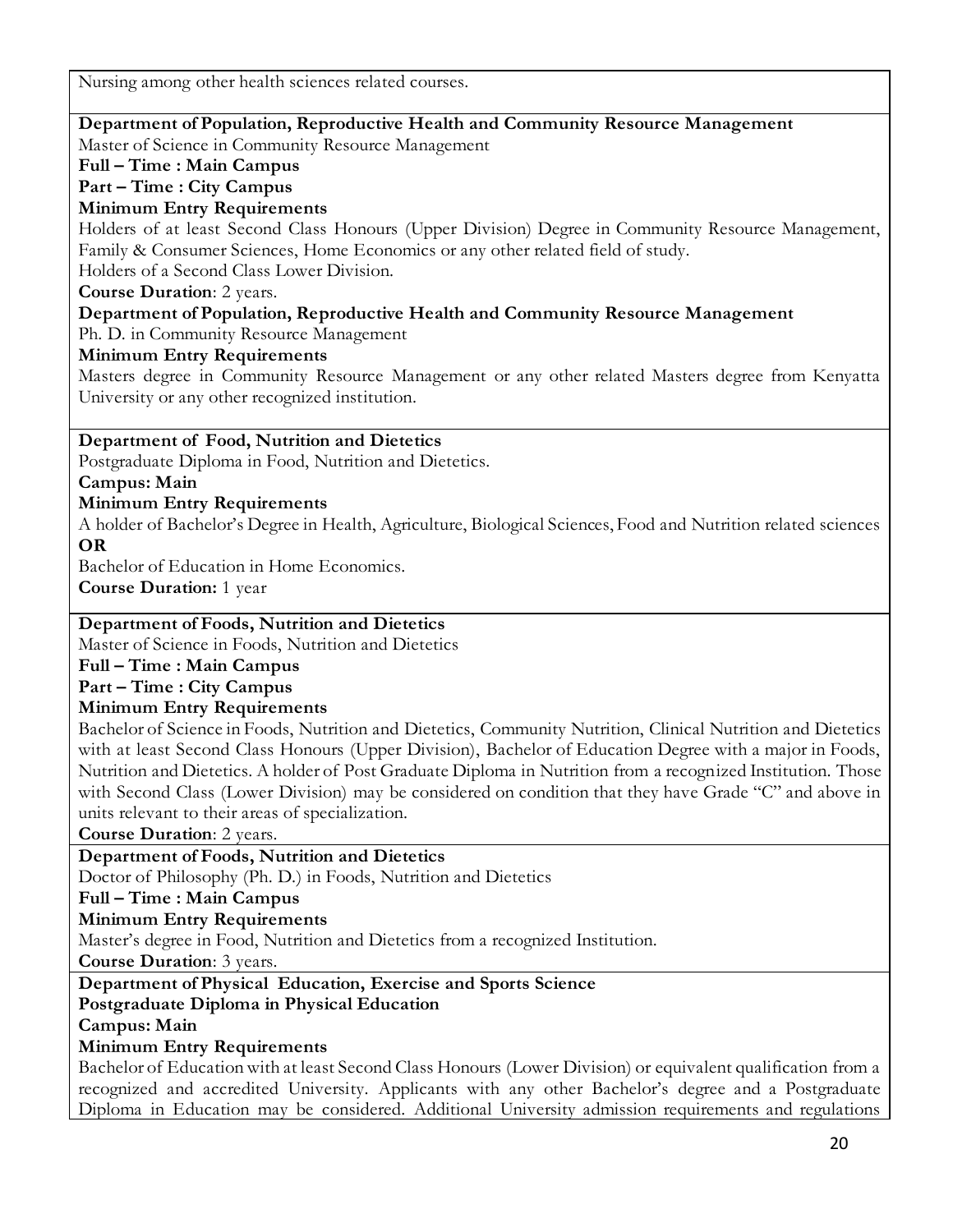Nursing among other health sciences related courses.

**Department of Population, Reproductive Health and Community Resource Management**
Master of Science in Community Resource Management
**Full – Time : Main Campus**
**Part – Time : City Campus**
**Minimum Entry Requirements**
Holders of at least Second Class Honours (Upper Division) Degree in Community Resource Management, Family & Consumer Sciences, Home Economics or any other related field of study.
Holders of a Second Class Lower Division.
**Course Duration**: 2 years.

**Department of Population, Reproductive Health and Community Resource Management**
Ph. D. in Community Resource Management
**Minimum Entry Requirements**
Masters degree in Community Resource Management or any other related Masters degree from Kenyatta University or any other recognized institution.

**Department of Food, Nutrition and Dietetics**
Postgraduate Diploma in Food, Nutrition and Dietetics.
**Campus: Main**
**Minimum Entry Requirements**
A holder of Bachelor's Degree in Health, Agriculture, Biological Sciences, Food and Nutrition related sciences
**OR**
Bachelor of Education in Home Economics.
**Course Duration:** 1 year

**Department of Foods, Nutrition and Dietetics**
Master of Science in Foods, Nutrition and Dietetics
**Full – Time : Main Campus**
**Part – Time : City Campus**
**Minimum Entry Requirements**
Bachelor of Science in Foods, Nutrition and Dietetics, Community Nutrition, Clinical Nutrition and Dietetics with at least Second Class Honours (Upper Division), Bachelor of Education Degree with a major in Foods, Nutrition and Dietetics. A holder of Post Graduate Diploma in Nutrition from a recognized Institution. Those with Second Class (Lower Division) may be considered on condition that they have Grade "C" and above in units relevant to their areas of specialization.
**Course Duration**: 2 years.

**Department of Foods, Nutrition and Dietetics**
Doctor of Philosophy (Ph. D.) in Foods, Nutrition and Dietetics
**Full – Time : Main Campus**
**Minimum Entry Requirements**
Master's degree in Food, Nutrition and Dietetics from a recognized Institution.
**Course Duration**: 3 years.

**Department of Physical Education, Exercise and Sports Science**
**Postgraduate Diploma in Physical Education**
**Campus: Main**
**Minimum Entry Requirements**
Bachelor of Education with at least Second Class Honours (Lower Division) or equivalent qualification from a recognized and accredited University. Applicants with any other Bachelor's degree and a Postgraduate Diploma in Education may be considered. Additional University admission requirements and regulations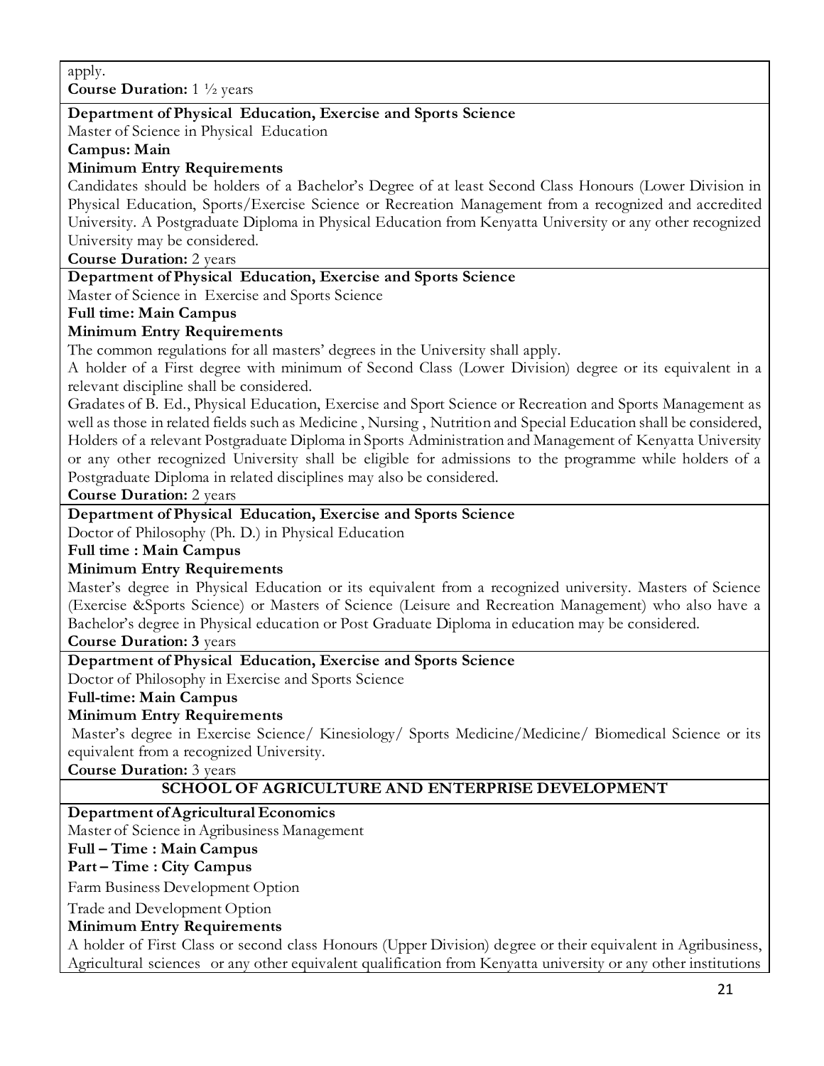apply.

**Course Duration:** 1 ½ years

**Department of Physical Education, Exercise and Sports Science**

Master of Science in Physical Education

**Campus: Main**

**Minimum Entry Requirements**

Candidates should be holders of a Bachelor's Degree of at least Second Class Honours (Lower Division in Physical Education, Sports/Exercise Science or Recreation Management from a recognized and accredited University. A Postgraduate Diploma in Physical Education from Kenyatta University or any other recognized University may be considered.

**Course Duration:** 2 years

**Department of Physical Education, Exercise and Sports Science**

Master of Science in Exercise and Sports Science

**Full time: Main Campus**

**Minimum Entry Requirements**

The common regulations for all masters' degrees in the University shall apply.

A holder of a First degree with minimum of Second Class (Lower Division) degree or its equivalent in a relevant discipline shall be considered.

Gradates of B. Ed., Physical Education, Exercise and Sport Science or Recreation and Sports Management as well as those in related fields such as Medicine , Nursing , Nutrition and Special Education shall be considered, Holders of a relevant Postgraduate Diploma in Sports Administration and Management of Kenyatta University or any other recognized University shall be eligible for admissions to the programme while holders of a Postgraduate Diploma in related disciplines may also be considered.

**Course Duration:** 2 years

**Department of Physical Education, Exercise and Sports Science**

Doctor of Philosophy (Ph. D.) in Physical Education

**Full time : Main Campus**

**Minimum Entry Requirements**

Master's degree in Physical Education or its equivalent from a recognized university. Masters of Science (Exercise &Sports Science) or Masters of Science (Leisure and Recreation Management) who also have a Bachelor's degree in Physical education or Post Graduate Diploma in education may be considered.

**Course Duration: 3** years

**Department of Physical Education, Exercise and Sports Science**

Doctor of Philosophy in Exercise and Sports Science

**Full-time: Main Campus**

**Minimum Entry Requirements**

Master's degree in Exercise Science/ Kinesiology/ Sports Medicine/Medicine/ Biomedical Science or its equivalent from a recognized University.

**Course Duration:** 3 years

## SCHOOL OF AGRICULTURE AND ENTERPRISE DEVELOPMENT

**Department of Agricultural Economics**

Master of Science in Agribusiness Management

**Full – Time : Main Campus**

**Part – Time : City Campus**

Farm Business Development Option

Trade and Development Option

**Minimum Entry Requirements**

A holder of First Class or second class Honours (Upper Division) degree or their equivalent in Agribusiness, Agricultural sciences or any other equivalent qualification from Kenyatta university or any other institutions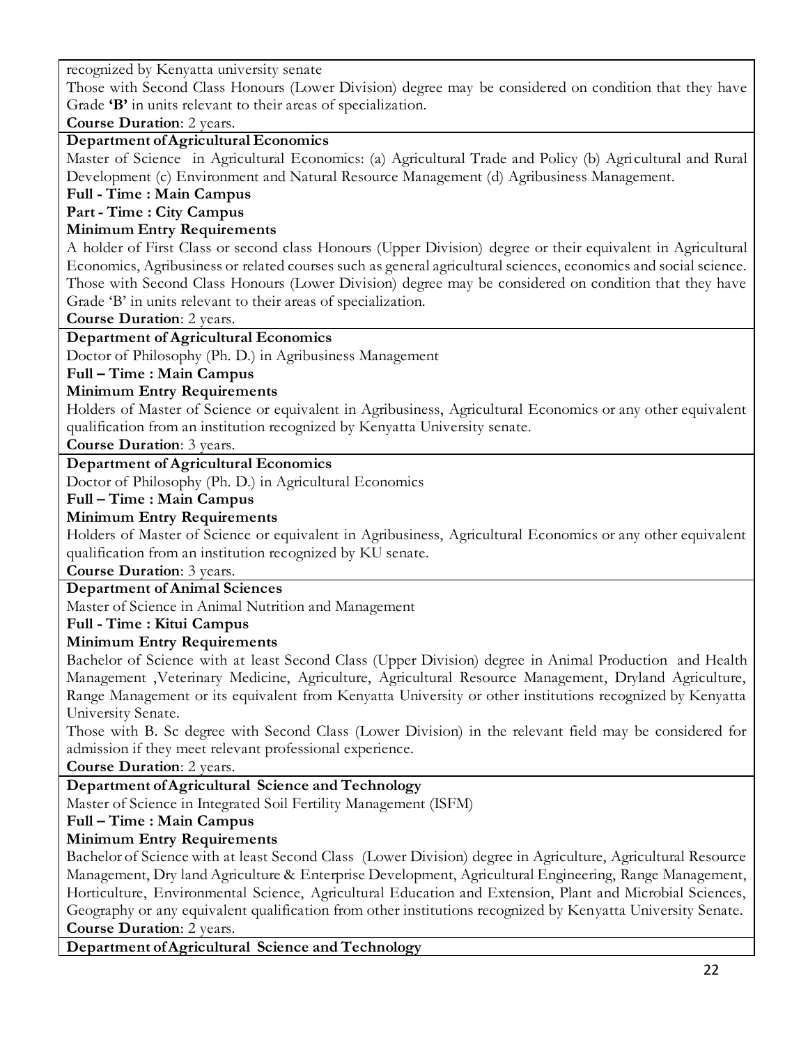recognized by Kenyatta university senate

Those with Second Class Honours (Lower Division) degree may be considered on condition that they have Grade **'B'** in units relevant to their areas of specialization.

**Course Duration**: 2 years.

**Department of Agricultural Economics**

Master of Science in Agricultural Economics: (a) Agricultural Trade and Policy (b) Agricultural and Rural Development (c) Environment and Natural Resource Management (d) Agribusiness Management.

**Full - Time : Main Campus**

**Part - Time : City Campus**

**Minimum Entry Requirements**

A holder of First Class or second class Honours (Upper Division) degree or their equivalent in Agricultural Economics, Agribusiness or related courses such as general agricultural sciences, economics and social science. Those with Second Class Honours (Lower Division) degree may be considered on condition that they have Grade 'B' in units relevant to their areas of specialization.

**Course Duration**: 2 years.

**Department of Agricultural Economics**

Doctor of Philosophy (Ph. D.) in Agribusiness Management

**Full – Time : Main Campus**

**Minimum Entry Requirements**

Holders of Master of Science or equivalent in Agribusiness, Agricultural Economics or any other equivalent qualification from an institution recognized by Kenyatta University senate.

**Course Duration**: 3 years.

**Department of Agricultural Economics**

Doctor of Philosophy (Ph. D.) in Agricultural Economics

**Full – Time : Main Campus**

**Minimum Entry Requirements**

Holders of Master of Science or equivalent in Agribusiness, Agricultural Economics or any other equivalent qualification from an institution recognized by KU senate.

**Course Duration**: 3 years.

**Department of Animal Sciences**

Master of Science in Animal Nutrition and Management

**Full - Time : Kitui Campus**

**Minimum Entry Requirements**

Bachelor of Science with at least Second Class (Upper Division) degree in Animal Production and Health Management ,Veterinary Medicine, Agriculture, Agricultural Resource Management, Dryland Agriculture, Range Management or its equivalent from Kenyatta University or other institutions recognized by Kenyatta University Senate.

Those with B. Sc degree with Second Class (Lower Division) in the relevant field may be considered for admission if they meet relevant professional experience.

**Course Duration**: 2 years.

**Department of Agricultural Science and Technology**

Master of Science in Integrated Soil Fertility Management (ISFM)

**Full – Time : Main Campus**

**Minimum Entry Requirements**

Bachelor of Science with at least Second Class (Lower Division) degree in Agriculture, Agricultural Resource Management, Dry land Agriculture & Enterprise Development, Agricultural Engineering, Range Management, Horticulture, Environmental Science, Agricultural Education and Extension, Plant and Microbial Sciences, Geography or any equivalent qualification from other institutions recognized by Kenyatta University Senate.

**Course Duration**: 2 years.

**Department of Agricultural Science and Technology**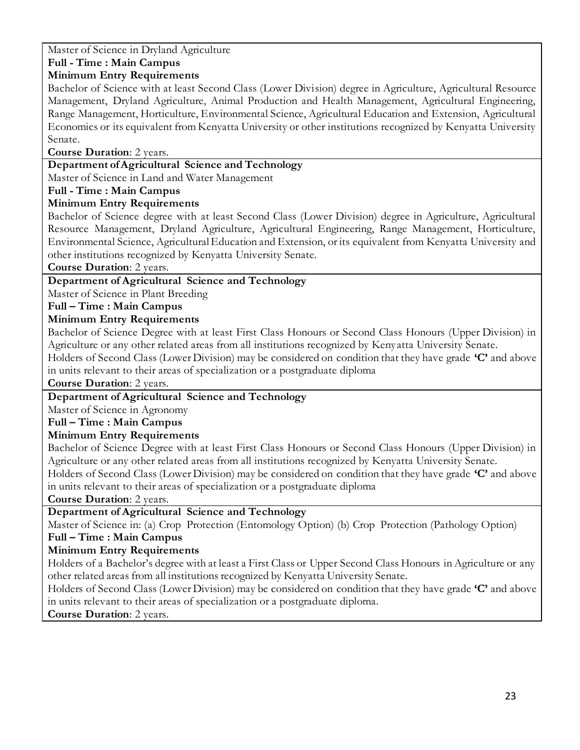Master of Science in Dryland Agriculture

**Full - Time : Main Campus**

**Minimum Entry Requirements**

Bachelor of Science with at least Second Class (Lower Division) degree in Agriculture, Agricultural Resource Management, Dryland Agriculture, Animal Production and Health Management, Agricultural Engineering, Range Management, Horticulture, Environmental Science, Agricultural Education and Extension, Agricultural Economics or its equivalent from Kenyatta University or other institutions recognized by Kenyatta University Senate.

**Course Duration**: 2 years.

**Department of Agricultural Science and Technology**

Master of Science in Land and Water Management

**Full - Time : Main Campus**

**Minimum Entry Requirements**

Bachelor of Science degree with at least Second Class (Lower Division) degree in Agriculture, Agricultural Resource Management, Dryland Agriculture, Agricultural Engineering, Range Management, Horticulture, Environmental Science, Agricultural Education and Extension, or its equivalent from Kenyatta University and other institutions recognized by Kenyatta University Senate.

**Course Duration**: 2 years.

**Department of Agricultural Science and Technology**

Master of Science in Plant Breeding

**Full – Time : Main Campus**

**Minimum Entry Requirements**

Bachelor of Science Degree with at least First Class Honours or Second Class Honours (Upper Division) in Agriculture or any other related areas from all institutions recognized by Kenyatta University Senate.

Holders of Second Class (Lower Division) may be considered on condition that they have grade **'C'** and above in units relevant to their areas of specialization or a postgraduate diploma

**Course Duration**: 2 years.

**Department of Agricultural Science and Technology**

Master of Science in Agronomy

**Full – Time : Main Campus**

**Minimum Entry Requirements**

Bachelor of Science Degree with at least First Class Honours or Second Class Honours (Upper Division) in Agriculture or any other related areas from all institutions recognized by Kenyatta University Senate.

Holders of Second Class (Lower Division) may be considered on condition that they have grade **'C'** and above in units relevant to their areas of specialization or a postgraduate diploma

**Course Duration**: 2 years.

**Department of Agricultural Science and Technology**

Master of Science in: (a) Crop Protection (Entomology Option) (b) Crop Protection (Pathology Option)

**Full – Time : Main Campus**

**Minimum Entry Requirements**

Holders of a Bachelor's degree with at least a First Class or Upper Second Class Honours in Agriculture or any other related areas from all institutions recognized by Kenyatta University Senate.

Holders of Second Class (Lower Division) may be considered on condition that they have grade **'C'** and above in units relevant to their areas of specialization or a postgraduate diploma.

**Course Duration**: 2 years.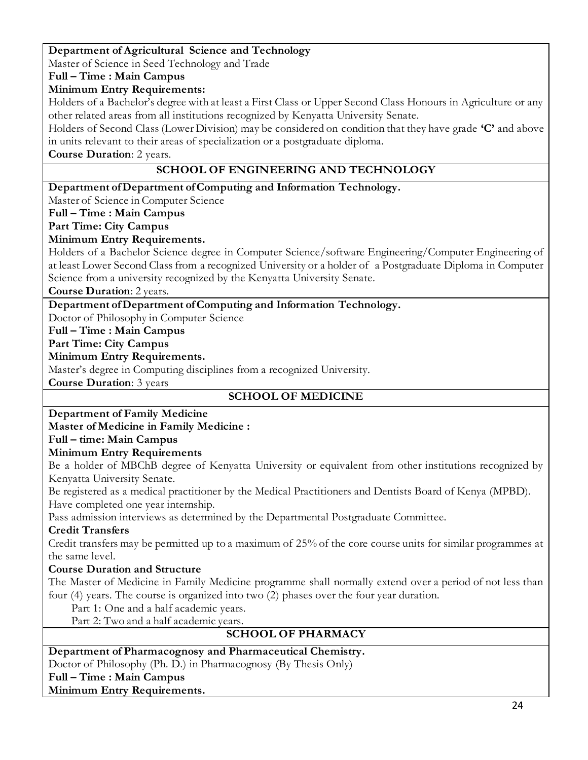**Department of Agricultural Science and Technology**

Master of Science in Seed Technology and Trade

**Full – Time : Main Campus**

**Minimum Entry Requirements:**

Holders of a Bachelor's degree with at least a First Class or Upper Second Class Honours in Agriculture or any other related areas from all institutions recognized by Kenyatta University Senate.

Holders of Second Class (Lower Division) may be considered on condition that they have grade **'C'** and above in units relevant to their areas of specialization or a postgraduate diploma.

**Course Duration**: 2 years.

## SCHOOL OF ENGINEERING AND TECHNOLOGY

**Department of Department of Computing and Information Technology.**

Master of Science in Computer Science

**Full – Time : Main Campus**

**Part Time: City Campus**

**Minimum Entry Requirements.**

Holders of a Bachelor Science degree in Computer Science/software Engineering/Computer Engineering of at least Lower Second Class from a recognized University or a holder of a Postgraduate Diploma in Computer Science from a university recognized by the Kenyatta University Senate.

**Course Duration**: 2 years.

**Department of Department of Computing and Information Technology.**

Doctor of Philosophy in Computer Science

**Full – Time : Main Campus**

**Part Time: City Campus**

**Minimum Entry Requirements.**

Master's degree in Computing disciplines from a recognized University.

**Course Duration**: 3 years

## SCHOOL OF MEDICINE

**Department of Family Medicine**

**Master of Medicine in Family Medicine :**

**Full – time: Main Campus**

**Minimum Entry Requirements**

Be a holder of MBChB degree of Kenyatta University or equivalent from other institutions recognized by Kenyatta University Senate.

Be registered as a medical practitioner by the Medical Practitioners and Dentists Board of Kenya (MPBD).

Have completed one year internship.

Pass admission interviews as determined by the Departmental Postgraduate Committee.

**Credit Transfers**

Credit transfers may be permitted up to a maximum of 25% of the core course units for similar programmes at the same level.

**Course Duration and Structure**

The Master of Medicine in Family Medicine programme shall normally extend over a period of not less than four (4) years. The course is organized into two (2) phases over the four year duration.

Part 1: One and a half academic years.

Part 2: Two and a half academic years.

## SCHOOL OF PHARMACY

**Department of Pharmacognosy and Pharmaceutical Chemistry.**

Doctor of Philosophy (Ph. D.) in Pharmacognosy (By Thesis Only)

**Full – Time : Main Campus**

**Minimum Entry Requirements.**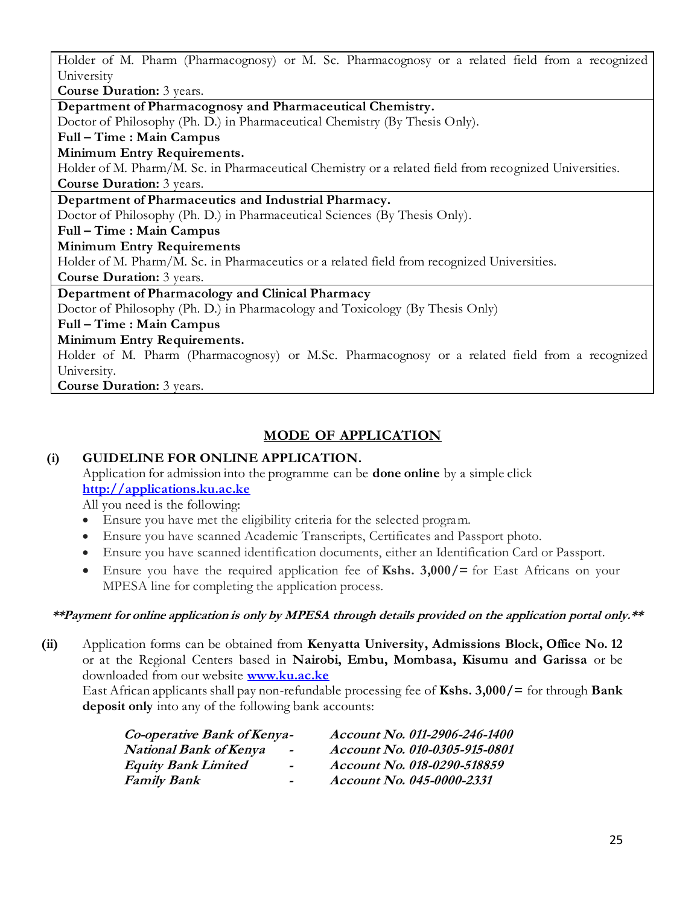| |
|---|
| Holder of M. Pharm (Pharmacognosy) or M. Sc. Pharmacognosy or a related field from a recognized University<br>**Course Duration:** 3 years. |
| **Department of Pharmacognosy and Pharmaceutical Chemistry.**<br>Doctor of Philosophy (Ph. D.) in Pharmaceutical Chemistry (By Thesis Only).<br>**Full – Time : Main Campus**<br>**Minimum Entry Requirements.**<br>Holder of M. Pharm/M. Sc. in Pharmaceutical Chemistry or a related field from recognized Universities.<br>**Course Duration:** 3 years. |
| **Department of Pharmaceutics and Industrial Pharmacy.**<br>Doctor of Philosophy (Ph. D.) in Pharmaceutical Sciences (By Thesis Only).<br>**Full – Time : Main Campus**<br>**Minimum Entry Requirements**<br>Holder of M. Pharm/M. Sc. in Pharmaceutics or a related field from recognized Universities.<br>**Course Duration:** 3 years. |
| **Department of Pharmacology and Clinical Pharmacy**<br>Doctor of Philosophy (Ph. D.) in Pharmacology and Toxicology (By Thesis Only)<br>**Full – Time : Main Campus**<br>**Minimum Entry Requirements.**<br>Holder of M. Pharm (Pharmacognosy) or M.Sc. Pharmacognosy or a related field from a recognized University.<br>**Course Duration:** 3 years. |

## MODE OF APPLICATION

**(i) GUIDELINE FOR ONLINE APPLICATION.**

Application for admission into the programme can be **done online** by a simple click **http://applications.ku.ac.ke**

All you need is the following:

- Ensure you have met the eligibility criteria for the selected program.
- Ensure you have scanned Academic Transcripts, Certificates and Passport photo.
- Ensure you have scanned identification documents, either an Identification Card or Passport.
- Ensure you have the required application fee of **Kshs. 3,000/=** for East Africans on your MPESA line for completing the application process.

***\*\*Payment for online application is only by MPESA through details provided on the application portal only.\*\****

**(ii)** Application forms can be obtained from **Kenyatta University, Admissions Block, Office No. 12** or at the Regional Centers based in **Nairobi, Embu, Mombasa, Kisumu and Garissa** or be downloaded from our website **www.ku.ac.ke**

East African applicants shall pay non-refundable processing fee of **Kshs. 3,000/=** for through **Bank deposit only** into any of the following bank accounts:

| | |
|---|---|
| ***Co-operative Bank of Kenya -*** | ***Account No. 011-2906-246-1400*** |
| ***National Bank of Kenya -*** | ***Account No. 010-0305-915-0801*** |
| ***Equity Bank Limited -*** | ***Account No. 018-0290-518859*** |
| ***Family Bank -*** | ***Account No. 045-0000-2331*** |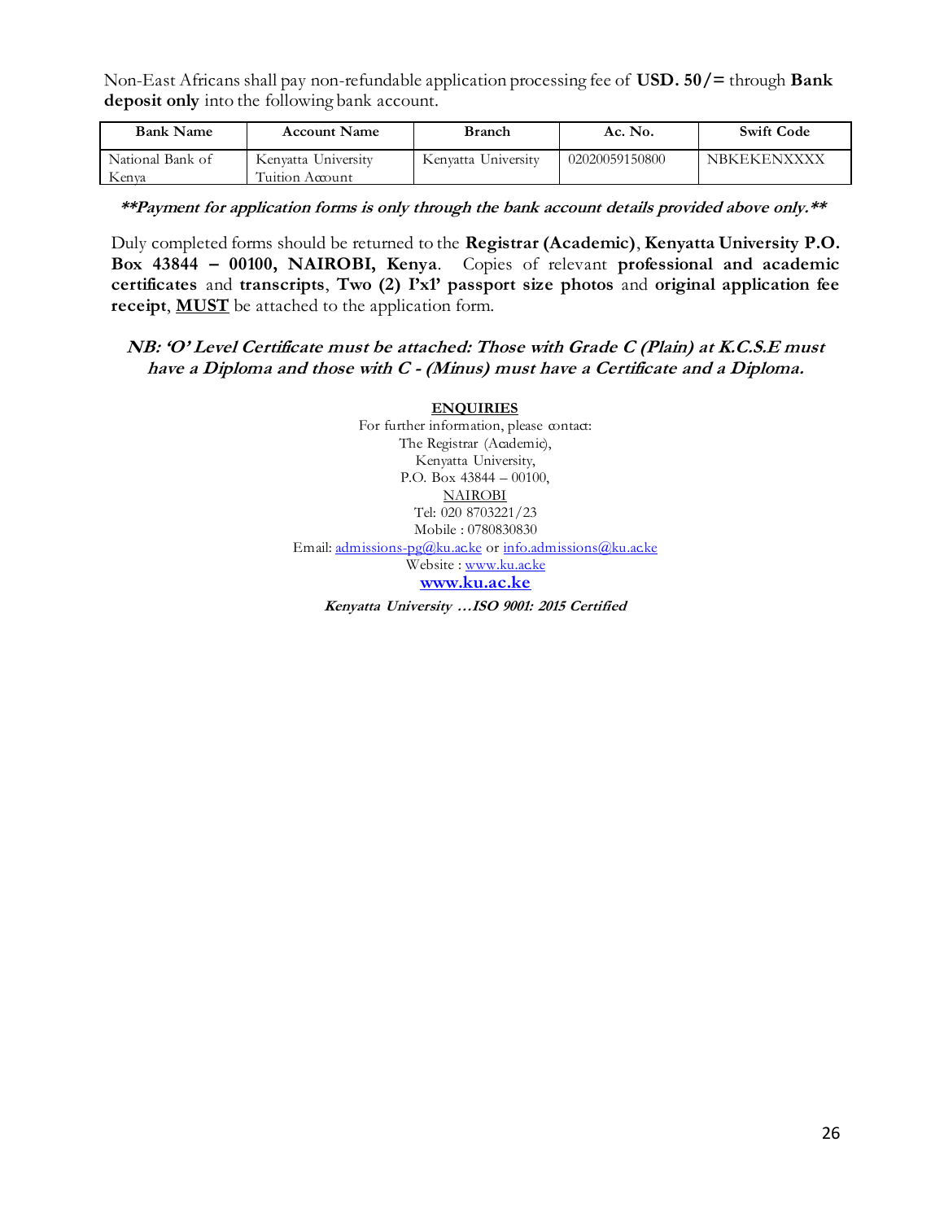Non-East Africans shall pay non-refundable application processing fee of **USD. 50/=** through **Bank deposit only** into the following bank account.

| Bank Name | Account Name | Branch | Ac. No. | Swift Code |
|---|---|---|---|---|
| National Bank of Kenya | Kenyatta University Tuition Account | Kenyatta University | 02020059150800 | NBKEKENXXXX |

***\*\*Payment for application forms is only through the bank account details provided above only.\*\****

Duly completed forms should be returned to the **Registrar (Academic)**, **Kenyatta University P.O. Box 43844 – 00100, NAIROBI, Kenya**. Copies of relevant **professional and academic certificates** and **transcripts**, **Two (2) I'x1' passport size photos** and **original application fee receipt**, **MUST** be attached to the application form.

***NB: 'O' Level Certificate must be attached: Those with Grade C (Plain) at K.C.S.E must have a Diploma and those with C - (Minus) must have a Certificate and a Diploma.***

**ENQUIRIES**

For further information, please contact:
The Registrar (Academic),
Kenyatta University,
P.O. Box 43844 – 00100,
NAIROBI
Tel: 020 8703221/23
Mobile : 0780830830
Email: admissions-pg@ku.ac.ke or info.admissions@ku.ac.ke
Website : www.ku.ac.ke

**www.ku.ac.ke**

***Kenyatta University …ISO 9001: 2015 Certified***